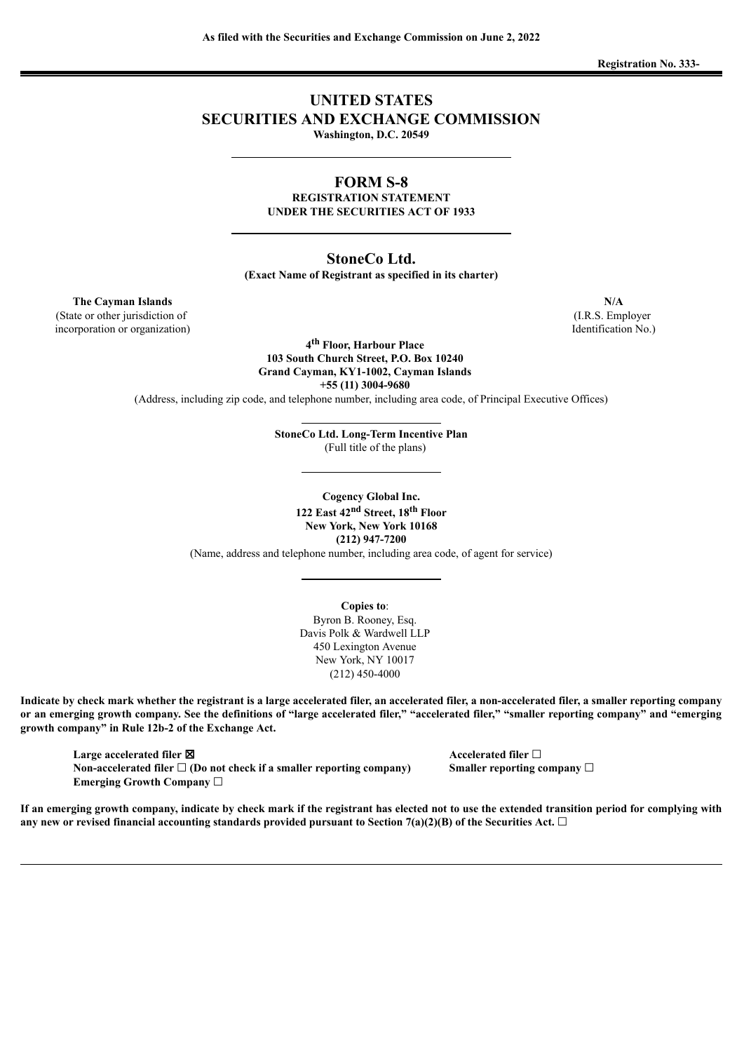**As filed with the Securities and Exchange Commission on June 2, 2022**

**Registration No. 333-**

# UNITED STATES
# SECURITIES AND EXCHANGE COMMISSION

**Washington, D.C. 20549**

## FORM S-8

**REGISTRATION STATEMENT**
**UNDER THE SECURITIES ACT OF 1933**

## StoneCo Ltd.

**(Exact Name of Registrant as specified in its charter)**

| **The Cayman Islands** | **N/A** |
| --- | --- |
| (State or other jurisdiction of incorporation or organization) | (I.R.S. Employer Identification No.) |

**4th Floor, Harbour Place**
**103 South Church Street, P.O. Box 10240**
**Grand Cayman, KY1-1002, Cayman Islands**
**+55 (11) 3004-9680**
(Address, including zip code, and telephone number, including area code, of Principal Executive Offices)

**StoneCo Ltd. Long-Term Incentive Plan**
(Full title of the plans)

**Cogency Global Inc.**
**122 East 42nd Street, 18th Floor**
**New York, New York 10168**
**(212) 947-7200**
(Name, address and telephone number, including area code, of agent for service)

**Copies to**:
Byron B. Rooney, Esq.
Davis Polk & Wardwell LLP
450 Lexington Avenue
New York, NY 10017
(212) 450-4000

**Indicate by check mark whether the registrant is a large accelerated filer, an accelerated filer, a non-accelerated filer, a smaller reporting company or an emerging growth company. See the definitions of "large accelerated filer," "accelerated filer," "smaller reporting company" and "emerging growth company" in Rule 12b-2 of the Exchange Act.**

| | |
| --- | --- |
| **Large accelerated filer ☒** | **Accelerated filer ☐** |
| **Non-accelerated filer ☐ (Do not check if a smaller reporting company)** | **Smaller reporting company ☐** |
| **Emerging Growth Company ☐** | |

**If an emerging growth company, indicate by check mark if the registrant has elected not to use the extended transition period for complying with any new or revised financial accounting standards provided pursuant to Section 7(a)(2)(B) of the Securities Act. ☐**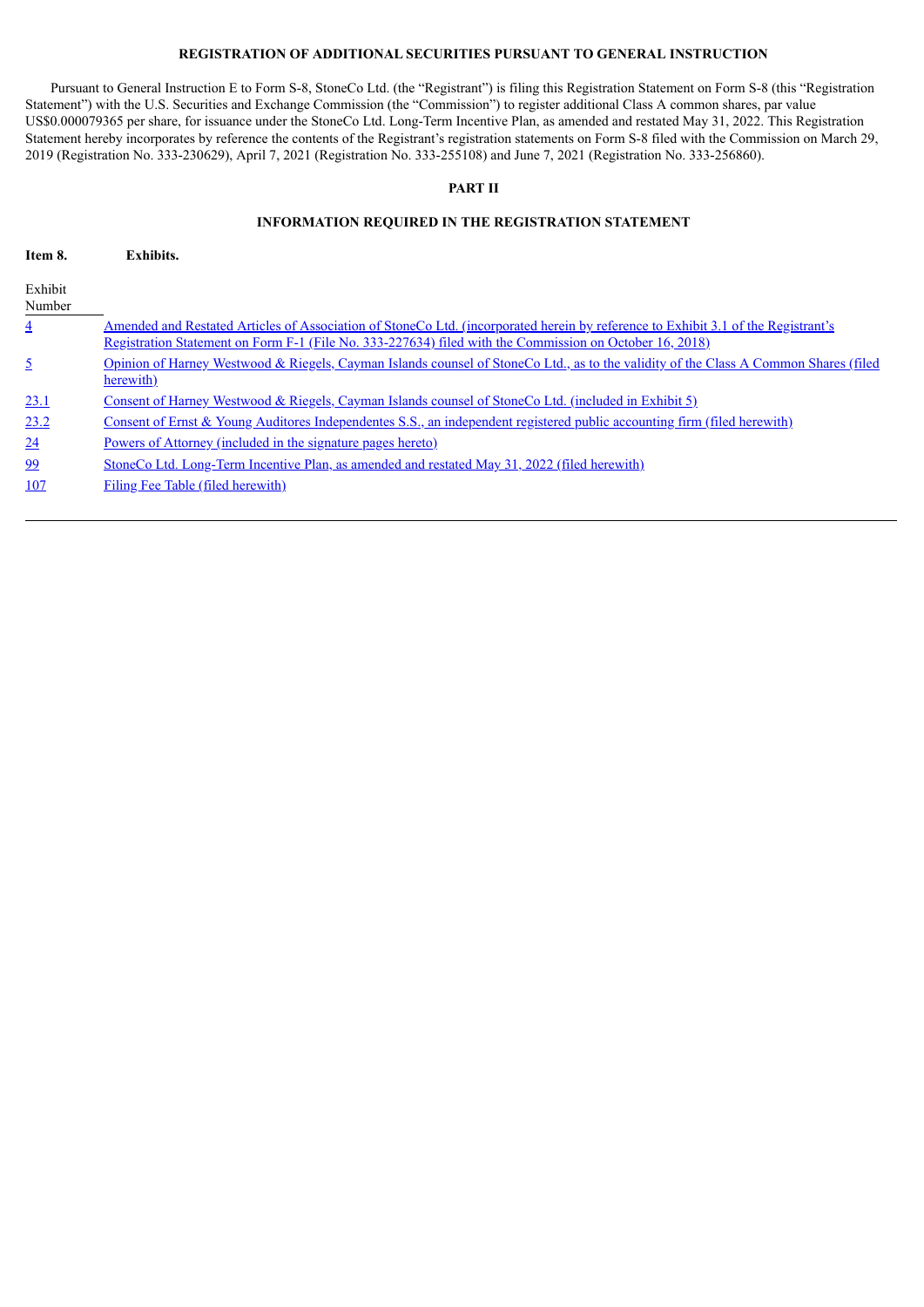## REGISTRATION OF ADDITIONAL SECURITIES PURSUANT TO GENERAL INSTRUCTION

Pursuant to General Instruction E to Form S-8, StoneCo Ltd. (the "Registrant") is filing this Registration Statement on Form S-8 (this "Registration Statement") with the U.S. Securities and Exchange Commission (the "Commission") to register additional Class A common shares, par value US$0.000079365 per share, for issuance under the StoneCo Ltd. Long-Term Incentive Plan, as amended and restated May 31, 2022. This Registration Statement hereby incorporates by reference the contents of the Registrant's registration statements on Form S-8 filed with the Commission on March 29, 2019 (Registration No. 333-230629), April 7, 2021 (Registration No. 333-255108) and June 7, 2021 (Registration No. 333-256860).

## PART II

## INFORMATION REQUIRED IN THE REGISTRATION STATEMENT

**Item 8. Exhibits.**

| Exhibit Number | |
|---|---|
| 4 | Amended and Restated Articles of Association of StoneCo Ltd. (incorporated herein by reference to Exhibit 3.1 of the Registrant's Registration Statement on Form F-1 (File No. 333-227634) filed with the Commission on October 16, 2018) |
| 5 | Opinion of Harney Westwood & Riegels, Cayman Islands counsel of StoneCo Ltd., as to the validity of the Class A Common Shares (filed herewith) |
| 23.1 | Consent of Harney Westwood & Riegels, Cayman Islands counsel of StoneCo Ltd. (included in Exhibit 5) |
| 23.2 | Consent of Ernst & Young Auditores Independentes S.S., an independent registered public accounting firm (filed herewith) |
| 24 | Powers of Attorney (included in the signature pages hereto) |
| 99 | StoneCo Ltd. Long-Term Incentive Plan, as amended and restated May 31, 2022 (filed herewith) |
| 107 | Filing Fee Table (filed herewith) |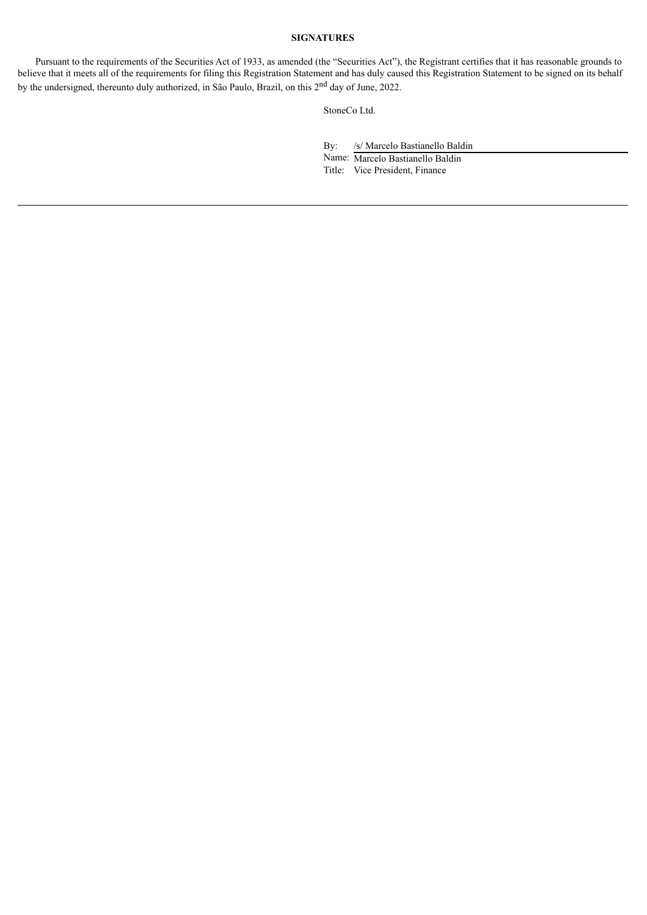**SIGNATURES**

Pursuant to the requirements of the Securities Act of 1933, as amended (the "Securities Act"), the Registrant certifies that it has reasonable grounds to believe that it meets all of the requirements for filing this Registration Statement and has duly caused this Registration Statement to be signed on its behalf by the undersigned, thereunto duly authorized, in São Paulo, Brazil, on this 2nd day of June, 2022.

StoneCo Ltd.

By: /s/ Marcelo Bastianello Baldin  
Name: Marcelo Bastianello Baldin  
Title: Vice President, Finance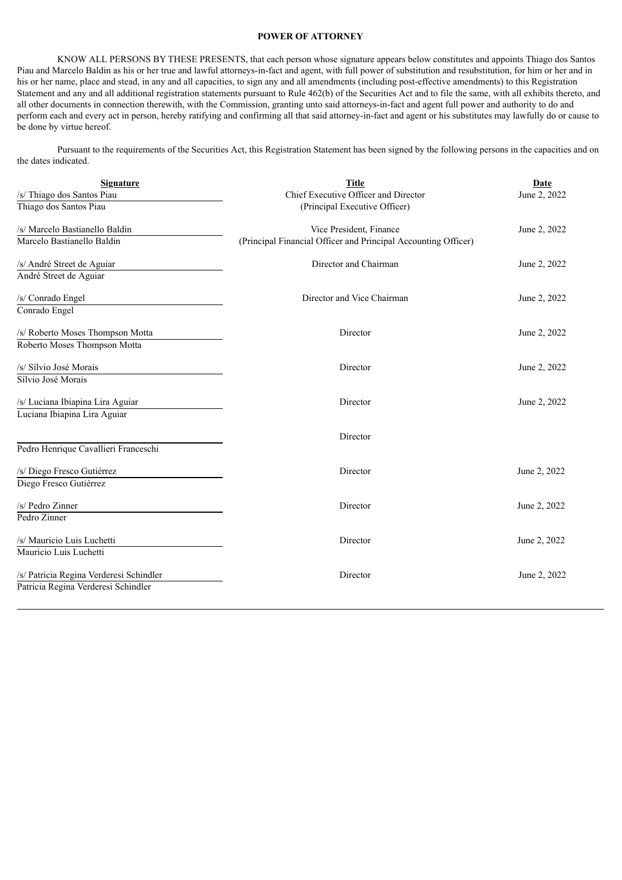# POWER OF ATTORNEY

KNOW ALL PERSONS BY THESE PRESENTS, that each person whose signature appears below constitutes and appoints Thiago dos Santos Piau and Marcelo Baldin as his or her true and lawful attorneys-in-fact and agent, with full power of substitution and resubstitution, for him or her and in his or her name, place and stead, in any and all capacities, to sign any and all amendments (including post-effective amendments) to this Registration Statement and any and all additional registration statements pursuant to Rule 462(b) of the Securities Act and to file the same, with all exhibits thereto, and all other documents in connection therewith, with the Commission, granting unto said attorneys-in-fact and agent full power and authority to do and perform each and every act in person, hereby ratifying and confirming all that said attorney-in-fact and agent or his substitutes may lawfully do or cause to be done by virtue hereof.

Pursuant to the requirements of the Securities Act, this Registration Statement has been signed by the following persons in the capacities and on the dates indicated.

| Signature | Title | Date |
|---|---|---|
| /s/ Thiago dos Santos Piau<br>Thiago dos Santos Piau | Chief Executive Officer and Director<br>(Principal Executive Officer) | June 2, 2022 |
| /s/ Marcelo Bastianello Baldin<br>Marcelo Bastianello Baldin | Vice President, Finance<br>(Principal Financial Officer and Principal Accounting Officer) | June 2, 2022 |
| /s/ André Street de Aguiar<br>André Street de Aguiar | Director and Chairman | June 2, 2022 |
| /s/ Conrado Engel<br>Conrado Engel | Director and Vice Chairman | June 2, 2022 |
| /s/ Roberto Moses Thompson Motta<br>Roberto Moses Thompson Motta | Director | June 2, 2022 |
| /s/ Sílvio José Morais<br>Sílvio José Morais | Director | June 2, 2022 |
| /s/ Luciana Ibiapina Lira Aguiar<br>Luciana Ibiapina Lira Aguiar | Director | June 2, 2022 |
| Pedro Henrique Cavallieri Franceschi | Director | |
| /s/ Diego Fresco Gutiérrez<br>Diego Fresco Gutiérrez | Director | June 2, 2022 |
| /s/ Pedro Zinner<br>Pedro Zinner | Director | June 2, 2022 |
| /s/ Mauricio Luis Luchetti<br>Mauricio Luis Luchetti | Director | June 2, 2022 |
| /s/ Patricia Regina Verderesi Schindler<br>Patricia Regina Verderesi Schindler | Director | June 2, 2022 |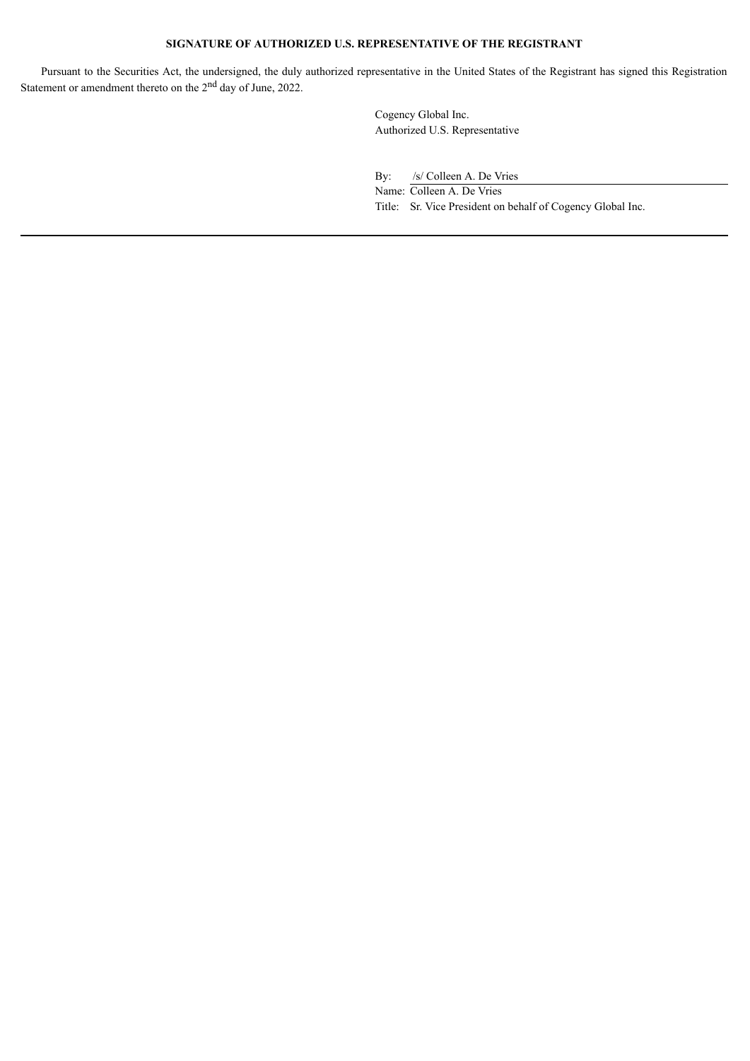**SIGNATURE OF AUTHORIZED U.S. REPRESENTATIVE OF THE REGISTRANT**

Pursuant to the Securities Act, the undersigned, the duly authorized representative in the United States of the Registrant has signed this Registration Statement or amendment thereto on the 2nd day of June, 2022.

Cogency Global Inc.
Authorized U.S. Representative

By: /s/ Colleen A. De Vries
Name: Colleen A. De Vries
Title: Sr. Vice President on behalf of Cogency Global Inc.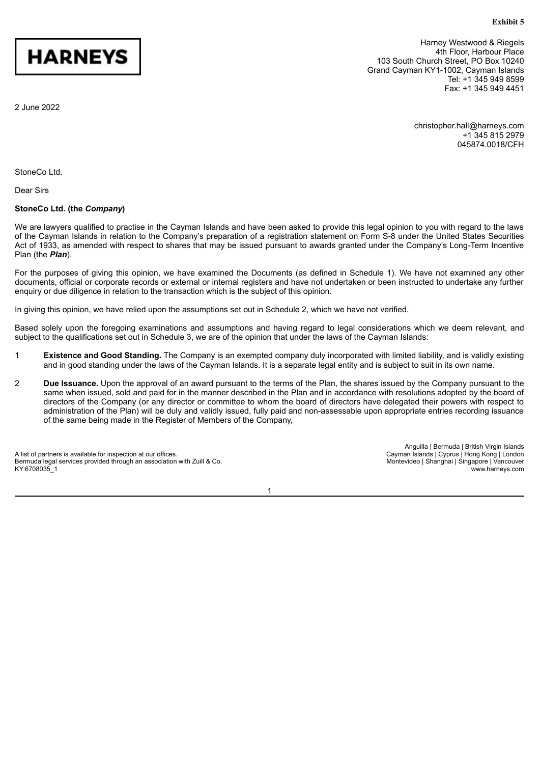**Exhibit 5**

**HARNEYS**

Harney Westwood & Riegels
4th Floor, Harbour Place
103 South Church Street, PO Box 10240
Grand Cayman KY1-1002, Cayman Islands
Tel: +1 345 949 8599
Fax: +1 345 949 4451

2 June 2022

christopher.hall@harneys.com
+1 345 815 2979
045874.0018/CFH

StoneCo Ltd.

Dear Sirs

**StoneCo Ltd. (the *Company*)**

We are lawyers qualified to practise in the Cayman Islands and have been asked to provide this legal opinion to you with regard to the laws of the Cayman Islands in relation to the Company's preparation of a registration statement on Form S-8 under the United States Securities Act of 1933, as amended with respect to shares that may be issued pursuant to awards granted under the Company's Long-Term Incentive Plan (the ***Plan***).

For the purposes of giving this opinion, we have examined the Documents (as defined in Schedule 1). We have not examined any other documents, official or corporate records or external or internal registers and have not undertaken or been instructed to undertake any further enquiry or due diligence in relation to the transaction which is the subject of this opinion.

In giving this opinion, we have relied upon the assumptions set out in Schedule 2, which we have not verified.

Based solely upon the foregoing examinations and assumptions and having regard to legal considerations which we deem relevant, and subject to the qualifications set out in Schedule 3, we are of the opinion that under the laws of the Cayman Islands:

1 **Existence and Good Standing.** The Company is an exempted company duly incorporated with limited liability, and is validly existing and in good standing under the laws of the Cayman Islands. It is a separate legal entity and is subject to suit in its own name.

2 **Due Issuance.** Upon the approval of an award pursuant to the terms of the Plan, the shares issued by the Company pursuant to the same when issued, sold and paid for in the manner described in the Plan and in accordance with resolutions adopted by the board of directors of the Company (or any director or committee to whom the board of directors have delegated their powers with respect to administration of the Plan) will be duly and validly issued, fully paid and non-assessable upon appropriate entries recording issuance of the same being made in the Register of Members of the Company,

A list of partners is available for inspection at our offices.
Bermuda legal services provided through an association with Zuill & Co.
KY:6708035_1

Anguilla | Bermuda | British Virgin Islands
Cayman Islands | Cyprus | Hong Kong | London
Montevideo | Shanghai | Singapore | Vancouver
www.harneys.com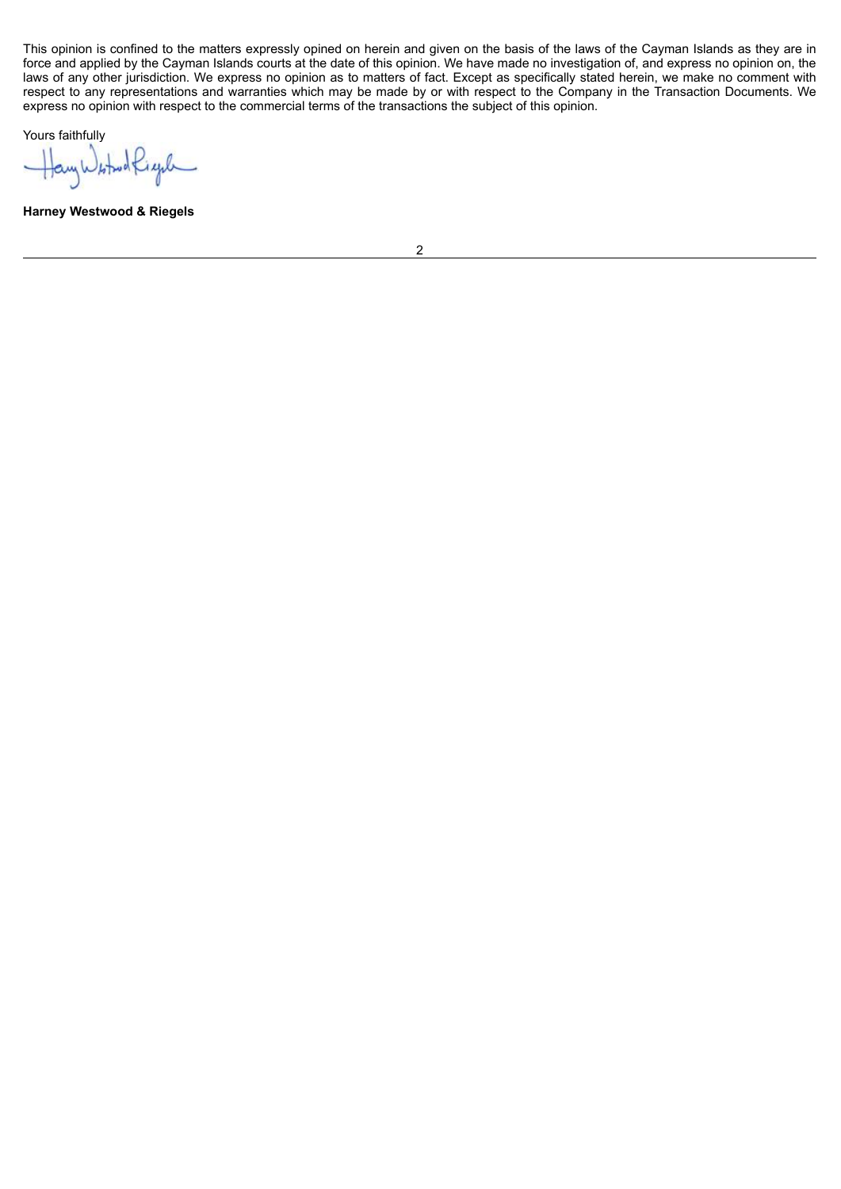This opinion is confined to the matters expressly opined on herein and given on the basis of the laws of the Cayman Islands as they are in force and applied by the Cayman Islands courts at the date of this opinion. We have made no investigation of, and express no opinion on, the laws of any other jurisdiction. We express no opinion as to matters of fact. Except as specifically stated herein, we make no comment with respect to any representations and warranties which may be made by or with respect to the Company in the Transaction Documents. We express no opinion with respect to the commercial terms of the transactions the subject of this opinion.

Yours faithfully

**Harney Westwood & Riegels**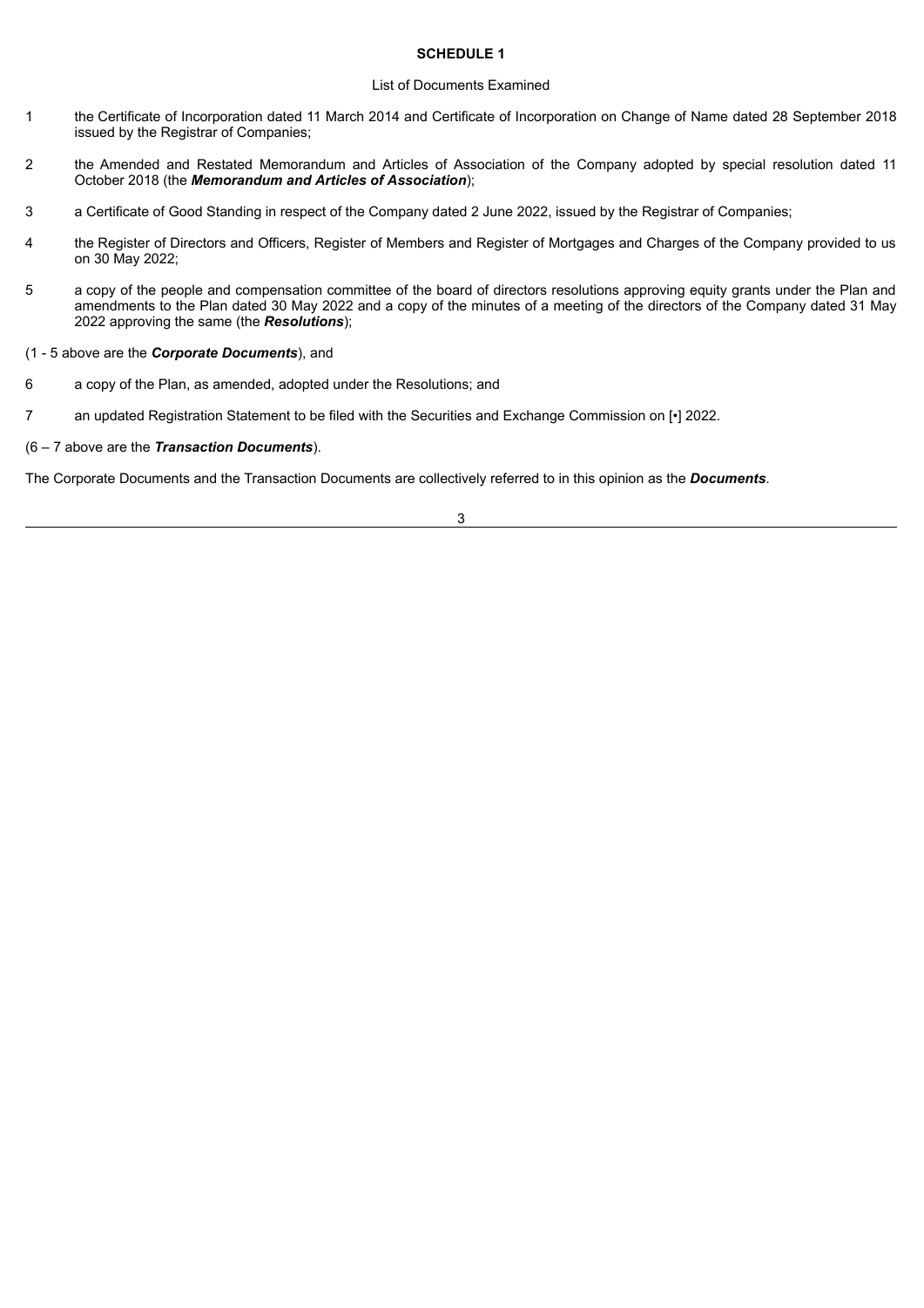**SCHEDULE 1**

List of Documents Examined

1 the Certificate of Incorporation dated 11 March 2014 and Certificate of Incorporation on Change of Name dated 28 September 2018 issued by the Registrar of Companies;

2 the Amended and Restated Memorandum and Articles of Association of the Company adopted by special resolution dated 11 October 2018 (the ***Memorandum and Articles of Association***);

3 a Certificate of Good Standing in respect of the Company dated 2 June 2022, issued by the Registrar of Companies;

4 the Register of Directors and Officers, Register of Members and Register of Mortgages and Charges of the Company provided to us on 30 May 2022;

5 a copy of the people and compensation committee of the board of directors resolutions approving equity grants under the Plan and amendments to the Plan dated 30 May 2022 and a copy of the minutes of a meeting of the directors of the Company dated 31 May 2022 approving the same (the ***Resolutions***);

(1 - 5 above are the ***Corporate Documents***), and

6 a copy of the Plan, as amended, adopted under the Resolutions; and

7 an updated Registration Statement to be filed with the Securities and Exchange Commission on [•] 2022.

(6 – 7 above are the ***Transaction Documents***).

The Corporate Documents and the Transaction Documents are collectively referred to in this opinion as the ***Documents***.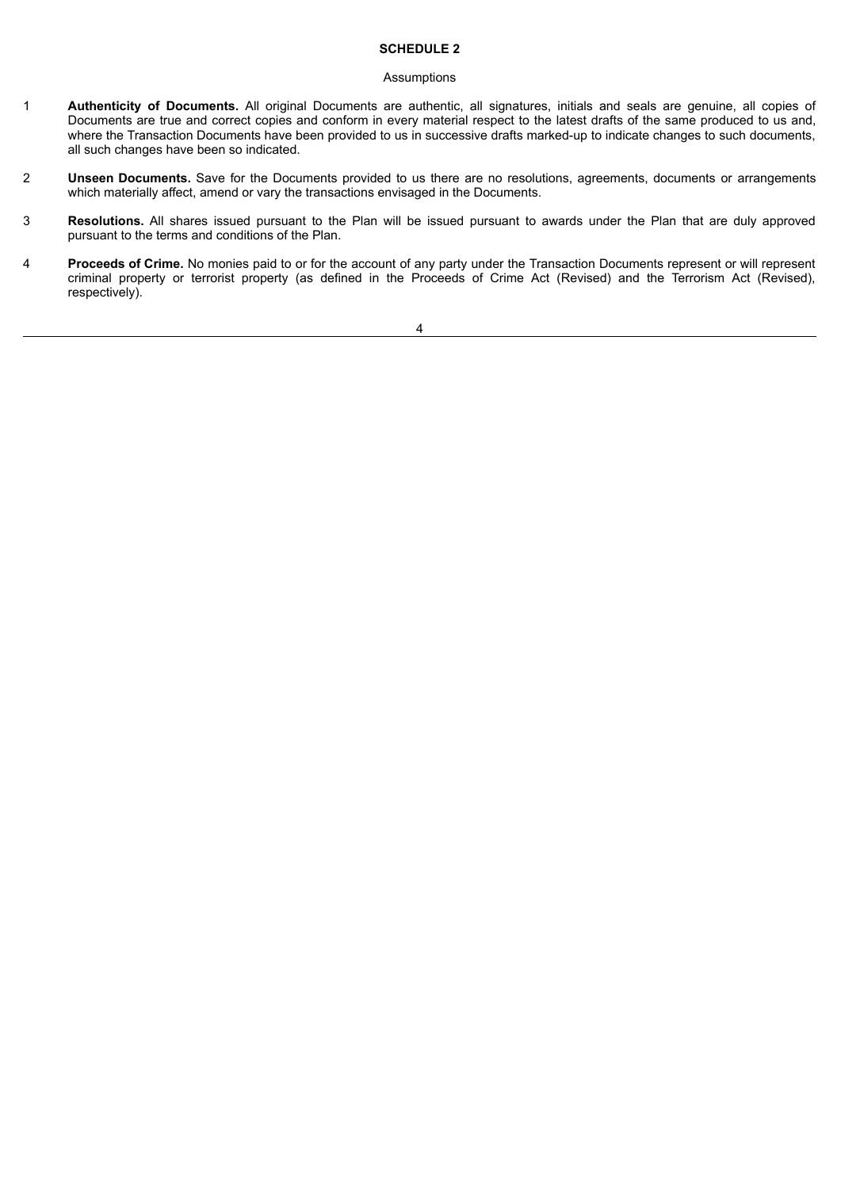## SCHEDULE 2

Assumptions

1. **Authenticity of Documents.** All original Documents are authentic, all signatures, initials and seals are genuine, all copies of Documents are true and correct copies and conform in every material respect to the latest drafts of the same produced to us and, where the Transaction Documents have been provided to us in successive drafts marked-up to indicate changes to such documents, all such changes have been so indicated.

2. **Unseen Documents.** Save for the Documents provided to us there are no resolutions, agreements, documents or arrangements which materially affect, amend or vary the transactions envisaged in the Documents.

3. **Resolutions.** All shares issued pursuant to the Plan will be issued pursuant to awards under the Plan that are duly approved pursuant to the terms and conditions of the Plan.

4. **Proceeds of Crime.** No monies paid to or for the account of any party under the Transaction Documents represent or will represent criminal property or terrorist property (as defined in the Proceeds of Crime Act (Revised) and the Terrorism Act (Revised), respectively).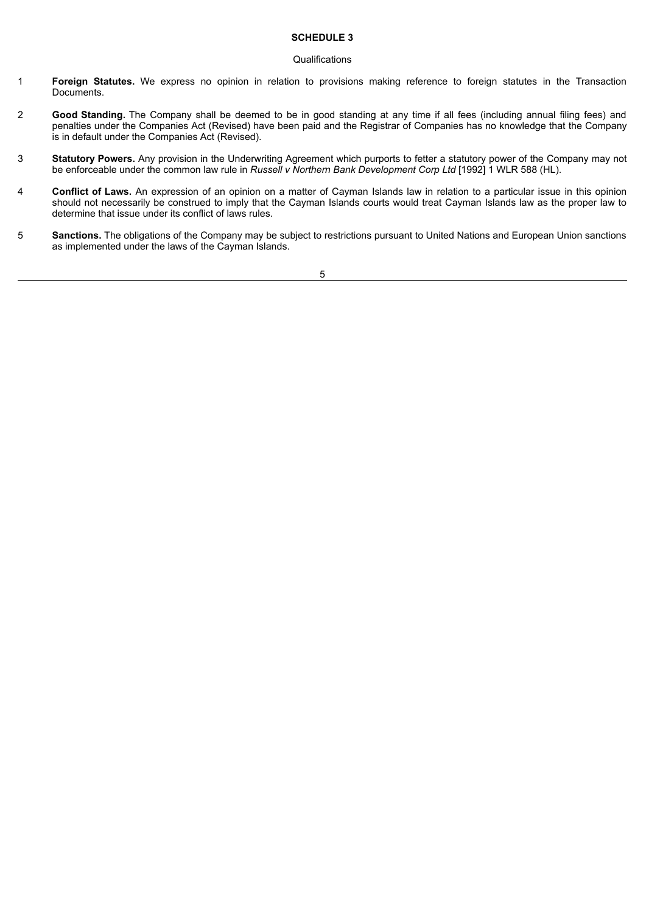## SCHEDULE 3

Qualifications

1 **Foreign Statutes.** We express no opinion in relation to provisions making reference to foreign statutes in the Transaction Documents.

2 **Good Standing.** The Company shall be deemed to be in good standing at any time if all fees (including annual filing fees) and penalties under the Companies Act (Revised) have been paid and the Registrar of Companies has no knowledge that the Company is in default under the Companies Act (Revised).

3 **Statutory Powers.** Any provision in the Underwriting Agreement which purports to fetter a statutory power of the Company may not be enforceable under the common law rule in *Russell v Northern Bank Development Corp Ltd* [1992] 1 WLR 588 (HL).

4 **Conflict of Laws.** An expression of an opinion on a matter of Cayman Islands law in relation to a particular issue in this opinion should not necessarily be construed to imply that the Cayman Islands courts would treat Cayman Islands law as the proper law to determine that issue under its conflict of laws rules.

5 **Sanctions.** The obligations of the Company may be subject to restrictions pursuant to United Nations and European Union sanctions as implemented under the laws of the Cayman Islands.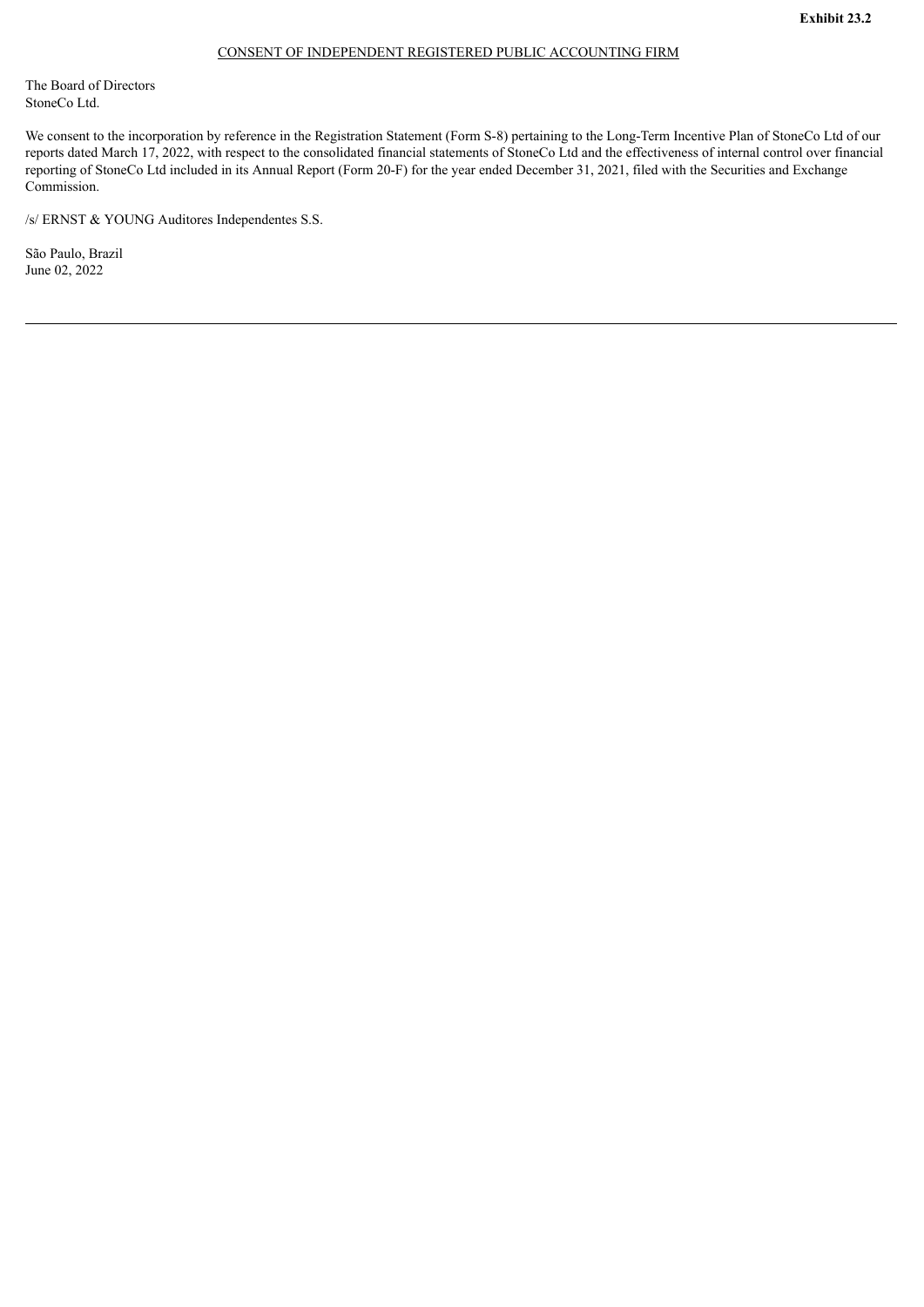**Exhibit 23.2**

CONSENT OF INDEPENDENT REGISTERED PUBLIC ACCOUNTING FIRM

The Board of Directors
StoneCo Ltd.

We consent to the incorporation by reference in the Registration Statement (Form S-8) pertaining to the Long-Term Incentive Plan of StoneCo Ltd of our reports dated March 17, 2022, with respect to the consolidated financial statements of StoneCo Ltd and the effectiveness of internal control over financial reporting of StoneCo Ltd included in its Annual Report (Form 20-F) for the year ended December 31, 2021, filed with the Securities and Exchange Commission.

/s/ ERNST & YOUNG Auditores Independentes S.S.

São Paulo, Brazil
June 02, 2022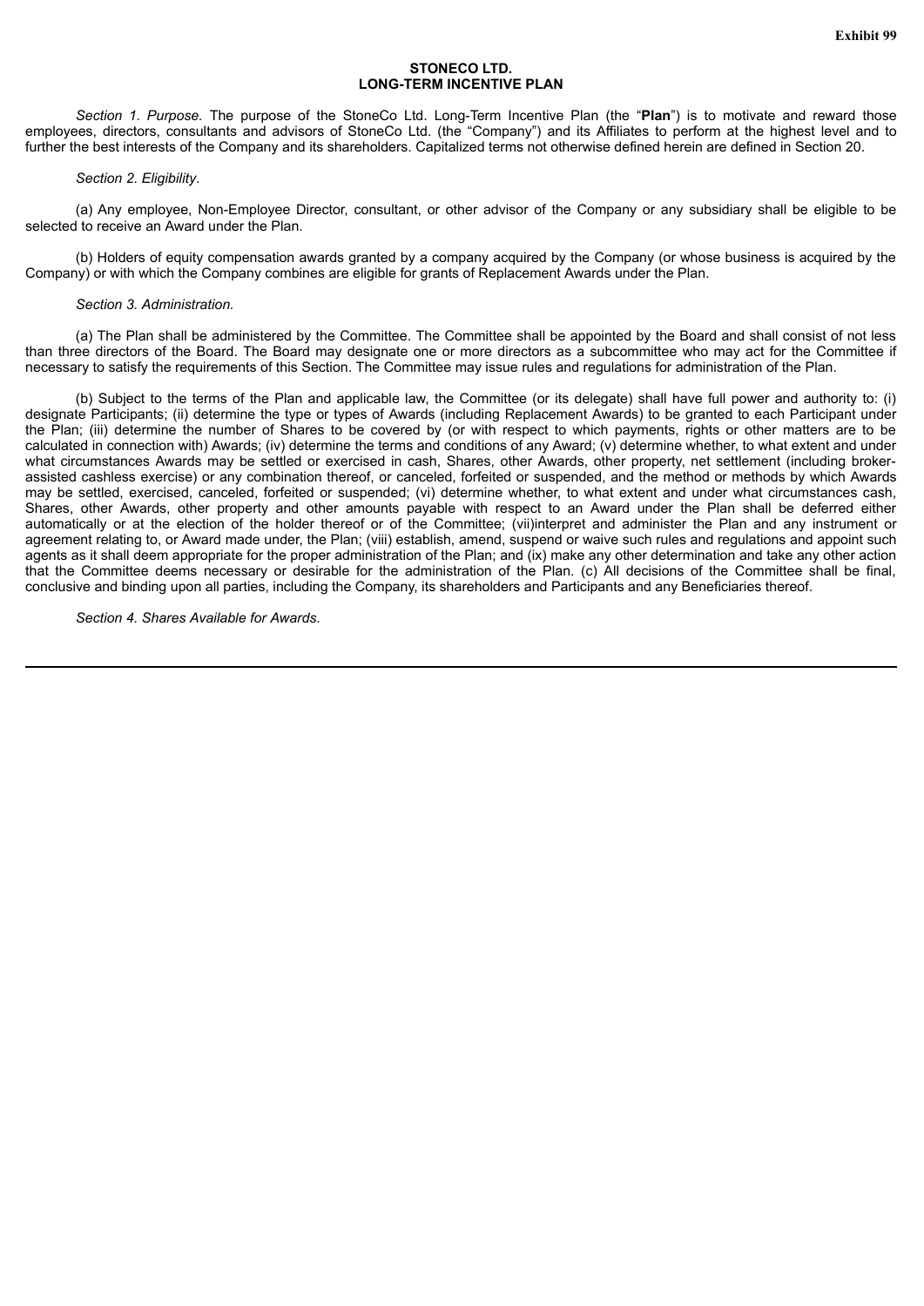**Exhibit 99**

**STONECO LTD.**
**LONG-TERM INCENTIVE PLAN**

*Section 1. Purpose.* The purpose of the StoneCo Ltd. Long-Term Incentive Plan (the "**Plan**") is to motivate and reward those employees, directors, consultants and advisors of StoneCo Ltd. (the "Company") and its Affiliates to perform at the highest level and to further the best interests of the Company and its shareholders. Capitalized terms not otherwise defined herein are defined in Section 20.

*Section 2. Eligibility*.

(a) Any employee, Non-Employee Director, consultant, or other advisor of the Company or any subsidiary shall be eligible to be selected to receive an Award under the Plan.

(b) Holders of equity compensation awards granted by a company acquired by the Company (or whose business is acquired by the Company) or with which the Company combines are eligible for grants of Replacement Awards under the Plan.

*Section 3. Administration.*

(a) The Plan shall be administered by the Committee. The Committee shall be appointed by the Board and shall consist of not less than three directors of the Board. The Board may designate one or more directors as a subcommittee who may act for the Committee if necessary to satisfy the requirements of this Section. The Committee may issue rules and regulations for administration of the Plan.

(b) Subject to the terms of the Plan and applicable law, the Committee (or its delegate) shall have full power and authority to: (i) designate Participants; (ii) determine the type or types of Awards (including Replacement Awards) to be granted to each Participant under the Plan; (iii) determine the number of Shares to be covered by (or with respect to which payments, rights or other matters are to be calculated in connection with) Awards; (iv) determine the terms and conditions of any Award; (v) determine whether, to what extent and under what circumstances Awards may be settled or exercised in cash, Shares, other Awards, other property, net settlement (including broker-assisted cashless exercise) or any combination thereof, or canceled, forfeited or suspended, and the method or methods by which Awards may be settled, exercised, canceled, forfeited or suspended; (vi) determine whether, to what extent and under what circumstances cash, Shares, other Awards, other property and other amounts payable with respect to an Award under the Plan shall be deferred either automatically or at the election of the holder thereof or of the Committee; (vii)interpret and administer the Plan and any instrument or agreement relating to, or Award made under, the Plan; (viii) establish, amend, suspend or waive such rules and regulations and appoint such agents as it shall deem appropriate for the proper administration of the Plan; and (ix) make any other determination and take any other action that the Committee deems necessary or desirable for the administration of the Plan. (c) All decisions of the Committee shall be final, conclusive and binding upon all parties, including the Company, its shareholders and Participants and any Beneficiaries thereof.

*Section 4. Shares Available for Awards*.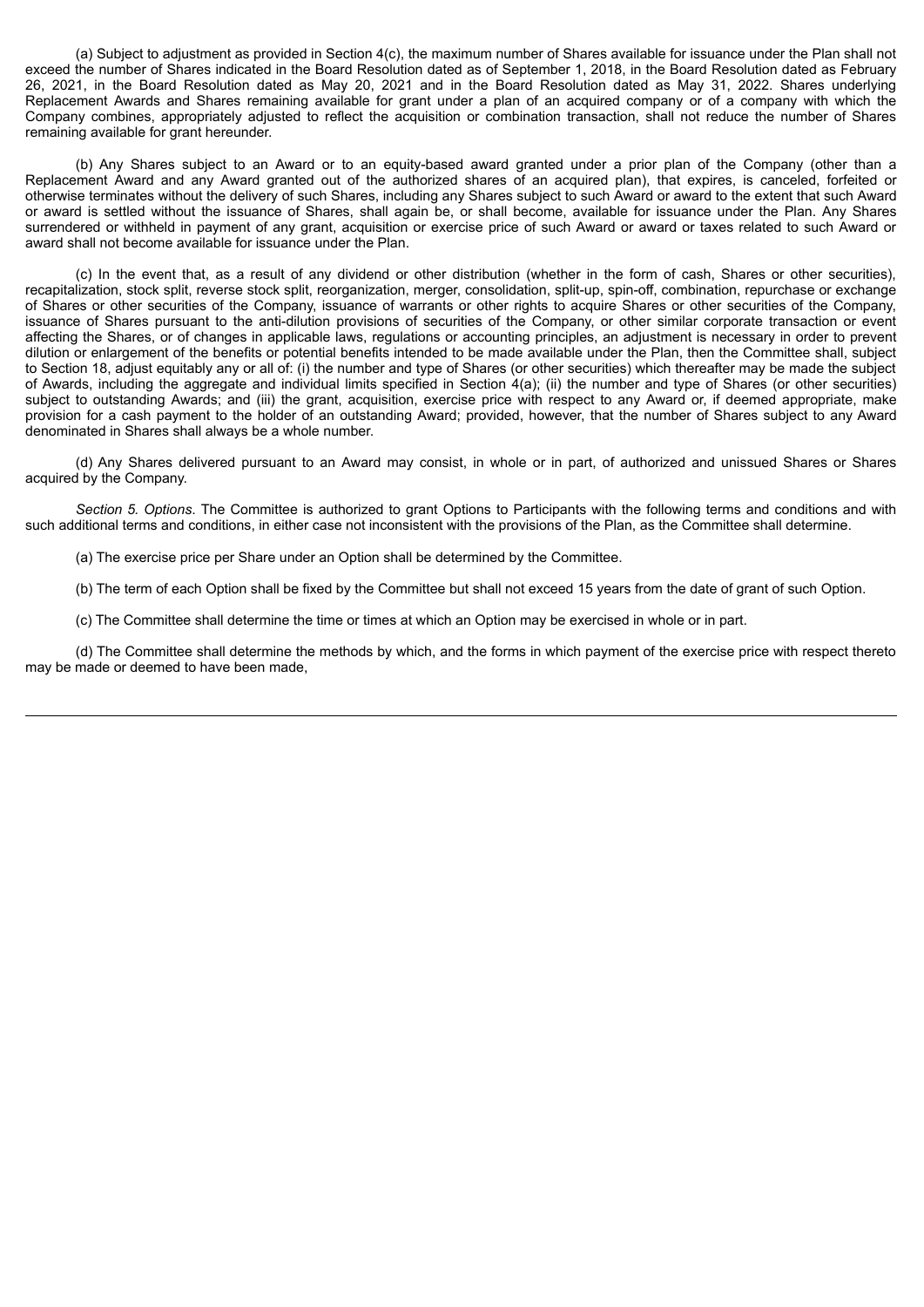(a) Subject to adjustment as provided in Section 4(c), the maximum number of Shares available for issuance under the Plan shall not exceed the number of Shares indicated in the Board Resolution dated as of September 1, 2018, in the Board Resolution dated as February 26, 2021, in the Board Resolution dated as May 20, 2021 and in the Board Resolution dated as May 31, 2022. Shares underlying Replacement Awards and Shares remaining available for grant under a plan of an acquired company or of a company with which the Company combines, appropriately adjusted to reflect the acquisition or combination transaction, shall not reduce the number of Shares remaining available for grant hereunder.

(b) Any Shares subject to an Award or to an equity-based award granted under a prior plan of the Company (other than a Replacement Award and any Award granted out of the authorized shares of an acquired plan), that expires, is canceled, forfeited or otherwise terminates without the delivery of such Shares, including any Shares subject to such Award or award to the extent that such Award or award is settled without the issuance of Shares, shall again be, or shall become, available for issuance under the Plan. Any Shares surrendered or withheld in payment of any grant, acquisition or exercise price of such Award or award or taxes related to such Award or award shall not become available for issuance under the Plan.

(c) In the event that, as a result of any dividend or other distribution (whether in the form of cash, Shares or other securities), recapitalization, stock split, reverse stock split, reorganization, merger, consolidation, split-up, spin-off, combination, repurchase or exchange of Shares or other securities of the Company, issuance of warrants or other rights to acquire Shares or other securities of the Company, issuance of Shares pursuant to the anti-dilution provisions of securities of the Company, or other similar corporate transaction or event affecting the Shares, or of changes in applicable laws, regulations or accounting principles, an adjustment is necessary in order to prevent dilution or enlargement of the benefits or potential benefits intended to be made available under the Plan, then the Committee shall, subject to Section 18, adjust equitably any or all of: (i) the number and type of Shares (or other securities) which thereafter may be made the subject of Awards, including the aggregate and individual limits specified in Section 4(a); (ii) the number and type of Shares (or other securities) subject to outstanding Awards; and (iii) the grant, acquisition, exercise price with respect to any Award or, if deemed appropriate, make provision for a cash payment to the holder of an outstanding Award; provided, however, that the number of Shares subject to any Award denominated in Shares shall always be a whole number.

(d) Any Shares delivered pursuant to an Award may consist, in whole or in part, of authorized and unissued Shares or Shares acquired by the Company.

*Section 5. Options*. The Committee is authorized to grant Options to Participants with the following terms and conditions and with such additional terms and conditions, in either case not inconsistent with the provisions of the Plan, as the Committee shall determine.

(a) The exercise price per Share under an Option shall be determined by the Committee.

(b) The term of each Option shall be fixed by the Committee but shall not exceed 15 years from the date of grant of such Option.

(c) The Committee shall determine the time or times at which an Option may be exercised in whole or in part.

(d) The Committee shall determine the methods by which, and the forms in which payment of the exercise price with respect thereto may be made or deemed to have been made,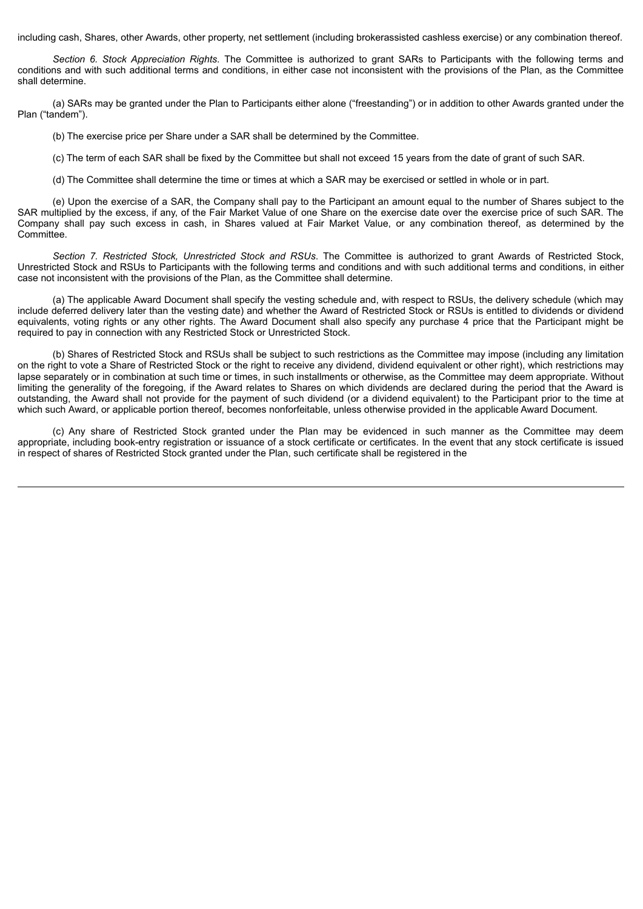including cash, Shares, other Awards, other property, net settlement (including brokerassisted cashless exercise) or any combination thereof.

*Section 6. Stock Appreciation Rights*. The Committee is authorized to grant SARs to Participants with the following terms and conditions and with such additional terms and conditions, in either case not inconsistent with the provisions of the Plan, as the Committee shall determine.

(a) SARs may be granted under the Plan to Participants either alone ("freestanding") or in addition to other Awards granted under the Plan ("tandem").

(b) The exercise price per Share under a SAR shall be determined by the Committee.

(c) The term of each SAR shall be fixed by the Committee but shall not exceed 15 years from the date of grant of such SAR.

(d) The Committee shall determine the time or times at which a SAR may be exercised or settled in whole or in part.

(e) Upon the exercise of a SAR, the Company shall pay to the Participant an amount equal to the number of Shares subject to the SAR multiplied by the excess, if any, of the Fair Market Value of one Share on the exercise date over the exercise price of such SAR. The Company shall pay such excess in cash, in Shares valued at Fair Market Value, or any combination thereof, as determined by the Committee.

*Section 7. Restricted Stock, Unrestricted Stock and RSUs*. The Committee is authorized to grant Awards of Restricted Stock, Unrestricted Stock and RSUs to Participants with the following terms and conditions and with such additional terms and conditions, in either case not inconsistent with the provisions of the Plan, as the Committee shall determine.

(a) The applicable Award Document shall specify the vesting schedule and, with respect to RSUs, the delivery schedule (which may include deferred delivery later than the vesting date) and whether the Award of Restricted Stock or RSUs is entitled to dividends or dividend equivalents, voting rights or any other rights. The Award Document shall also specify any purchase 4 price that the Participant might be required to pay in connection with any Restricted Stock or Unrestricted Stock.

(b) Shares of Restricted Stock and RSUs shall be subject to such restrictions as the Committee may impose (including any limitation on the right to vote a Share of Restricted Stock or the right to receive any dividend, dividend equivalent or other right), which restrictions may lapse separately or in combination at such time or times, in such installments or otherwise, as the Committee may deem appropriate. Without limiting the generality of the foregoing, if the Award relates to Shares on which dividends are declared during the period that the Award is outstanding, the Award shall not provide for the payment of such dividend (or a dividend equivalent) to the Participant prior to the time at which such Award, or applicable portion thereof, becomes nonforfeitable, unless otherwise provided in the applicable Award Document.

(c) Any share of Restricted Stock granted under the Plan may be evidenced in such manner as the Committee may deem appropriate, including book-entry registration or issuance of a stock certificate or certificates. In the event that any stock certificate is issued in respect of shares of Restricted Stock granted under the Plan, such certificate shall be registered in the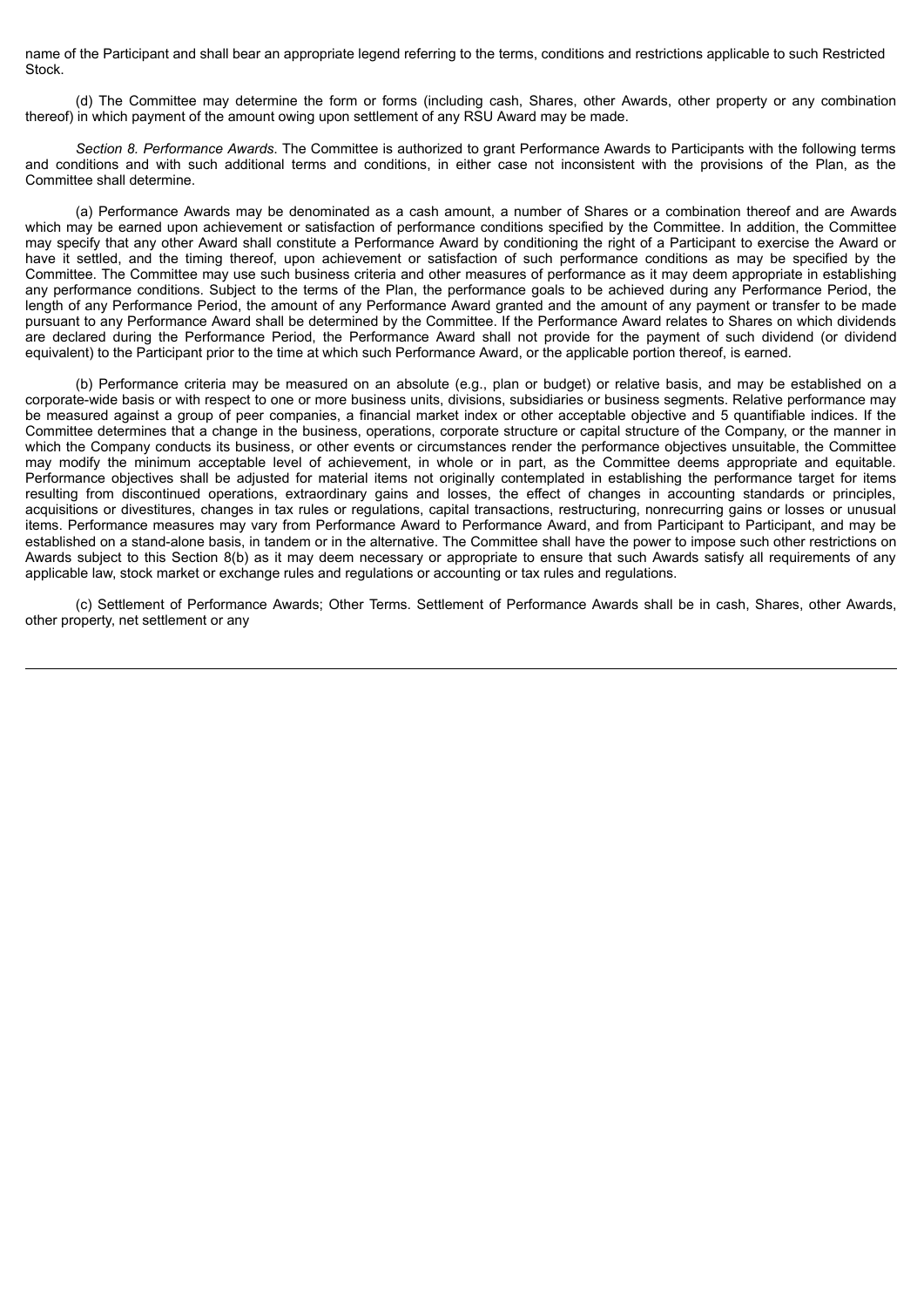name of the Participant and shall bear an appropriate legend referring to the terms, conditions and restrictions applicable to such Restricted Stock.

(d) The Committee may determine the form or forms (including cash, Shares, other Awards, other property or any combination thereof) in which payment of the amount owing upon settlement of any RSU Award may be made.

*Section 8. Performance Awards.* The Committee is authorized to grant Performance Awards to Participants with the following terms and conditions and with such additional terms and conditions, in either case not inconsistent with the provisions of the Plan, as the Committee shall determine.

(a) Performance Awards may be denominated as a cash amount, a number of Shares or a combination thereof and are Awards which may be earned upon achievement or satisfaction of performance conditions specified by the Committee. In addition, the Committee may specify that any other Award shall constitute a Performance Award by conditioning the right of a Participant to exercise the Award or have it settled, and the timing thereof, upon achievement or satisfaction of such performance conditions as may be specified by the Committee. The Committee may use such business criteria and other measures of performance as it may deem appropriate in establishing any performance conditions. Subject to the terms of the Plan, the performance goals to be achieved during any Performance Period, the length of any Performance Period, the amount of any Performance Award granted and the amount of any payment or transfer to be made pursuant to any Performance Award shall be determined by the Committee. If the Performance Award relates to Shares on which dividends are declared during the Performance Period, the Performance Award shall not provide for the payment of such dividend (or dividend equivalent) to the Participant prior to the time at which such Performance Award, or the applicable portion thereof, is earned.

(b) Performance criteria may be measured on an absolute (e.g., plan or budget) or relative basis, and may be established on a corporate-wide basis or with respect to one or more business units, divisions, subsidiaries or business segments. Relative performance may be measured against a group of peer companies, a financial market index or other acceptable objective and 5 quantifiable indices. If the Committee determines that a change in the business, operations, corporate structure or capital structure of the Company, or the manner in which the Company conducts its business, or other events or circumstances render the performance objectives unsuitable, the Committee may modify the minimum acceptable level of achievement, in whole or in part, as the Committee deems appropriate and equitable. Performance objectives shall be adjusted for material items not originally contemplated in establishing the performance target for items resulting from discontinued operations, extraordinary gains and losses, the effect of changes in accounting standards or principles, acquisitions or divestitures, changes in tax rules or regulations, capital transactions, restructuring, nonrecurring gains or losses or unusual items. Performance measures may vary from Performance Award to Performance Award, and from Participant to Participant, and may be established on a stand-alone basis, in tandem or in the alternative. The Committee shall have the power to impose such other restrictions on Awards subject to this Section 8(b) as it may deem necessary or appropriate to ensure that such Awards satisfy all requirements of any applicable law, stock market or exchange rules and regulations or accounting or tax rules and regulations.

(c) Settlement of Performance Awards; Other Terms. Settlement of Performance Awards shall be in cash, Shares, other Awards, other property, net settlement or any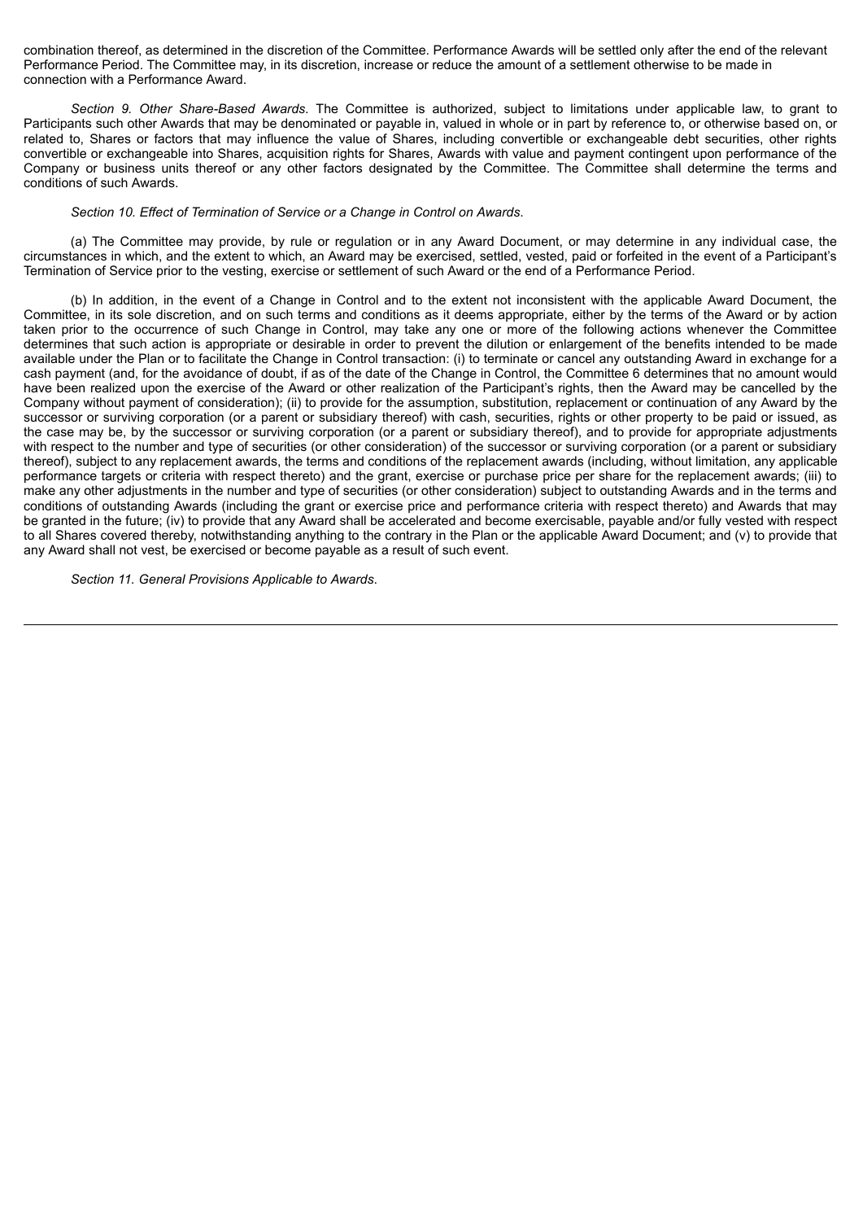combination thereof, as determined in the discretion of the Committee. Performance Awards will be settled only after the end of the relevant Performance Period. The Committee may, in its discretion, increase or reduce the amount of a settlement otherwise to be made in connection with a Performance Award.

*Section 9. Other Share-Based Awards.* The Committee is authorized, subject to limitations under applicable law, to grant to Participants such other Awards that may be denominated or payable in, valued in whole or in part by reference to, or otherwise based on, or related to, Shares or factors that may influence the value of Shares, including convertible or exchangeable debt securities, other rights convertible or exchangeable into Shares, acquisition rights for Shares, Awards with value and payment contingent upon performance of the Company or business units thereof or any other factors designated by the Committee. The Committee shall determine the terms and conditions of such Awards.

*Section 10. Effect of Termination of Service or a Change in Control on Awards.*

(a) The Committee may provide, by rule or regulation or in any Award Document, or may determine in any individual case, the circumstances in which, and the extent to which, an Award may be exercised, settled, vested, paid or forfeited in the event of a Participant's Termination of Service prior to the vesting, exercise or settlement of such Award or the end of a Performance Period.

(b) In addition, in the event of a Change in Control and to the extent not inconsistent with the applicable Award Document, the Committee, in its sole discretion, and on such terms and conditions as it deems appropriate, either by the terms of the Award or by action taken prior to the occurrence of such Change in Control, may take any one or more of the following actions whenever the Committee determines that such action is appropriate or desirable in order to prevent the dilution or enlargement of the benefits intended to be made available under the Plan or to facilitate the Change in Control transaction: (i) to terminate or cancel any outstanding Award in exchange for a cash payment (and, for the avoidance of doubt, if as of the date of the Change in Control, the Committee 6 determines that no amount would have been realized upon the exercise of the Award or other realization of the Participant's rights, then the Award may be cancelled by the Company without payment of consideration); (ii) to provide for the assumption, substitution, replacement or continuation of any Award by the successor or surviving corporation (or a parent or subsidiary thereof) with cash, securities, rights or other property to be paid or issued, as the case may be, by the successor or surviving corporation (or a parent or subsidiary thereof), and to provide for appropriate adjustments with respect to the number and type of securities (or other consideration) of the successor or surviving corporation (or a parent or subsidiary thereof), subject to any replacement awards, the terms and conditions of the replacement awards (including, without limitation, any applicable performance targets or criteria with respect thereto) and the grant, exercise or purchase price per share for the replacement awards; (iii) to make any other adjustments in the number and type of securities (or other consideration) subject to outstanding Awards and in the terms and conditions of outstanding Awards (including the grant or exercise price and performance criteria with respect thereto) and Awards that may be granted in the future; (iv) to provide that any Award shall be accelerated and become exercisable, payable and/or fully vested with respect to all Shares covered thereby, notwithstanding anything to the contrary in the Plan or the applicable Award Document; and (v) to provide that any Award shall not vest, be exercised or become payable as a result of such event.

*Section 11. General Provisions Applicable to Awards.*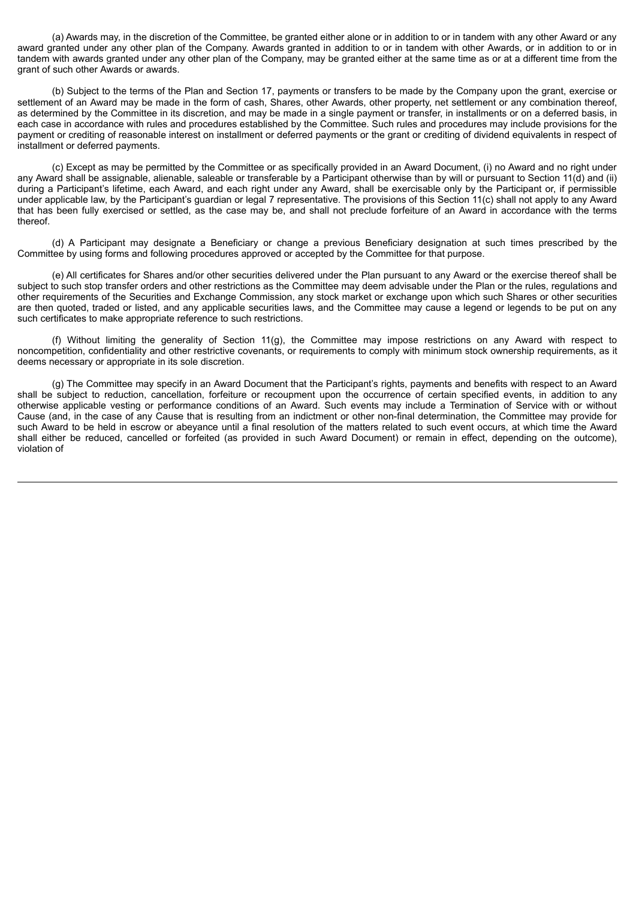(a) Awards may, in the discretion of the Committee, be granted either alone or in addition to or in tandem with any other Award or any award granted under any other plan of the Company. Awards granted in addition to or in tandem with other Awards, or in addition to or in tandem with awards granted under any other plan of the Company, may be granted either at the same time as or at a different time from the grant of such other Awards or awards.

(b) Subject to the terms of the Plan and Section 17, payments or transfers to be made by the Company upon the grant, exercise or settlement of an Award may be made in the form of cash, Shares, other Awards, other property, net settlement or any combination thereof, as determined by the Committee in its discretion, and may be made in a single payment or transfer, in installments or on a deferred basis, in each case in accordance with rules and procedures established by the Committee. Such rules and procedures may include provisions for the payment or crediting of reasonable interest on installment or deferred payments or the grant or crediting of dividend equivalents in respect of installment or deferred payments.

(c) Except as may be permitted by the Committee or as specifically provided in an Award Document, (i) no Award and no right under any Award shall be assignable, alienable, saleable or transferable by a Participant otherwise than by will or pursuant to Section 11(d) and (ii) during a Participant's lifetime, each Award, and each right under any Award, shall be exercisable only by the Participant or, if permissible under applicable law, by the Participant's guardian or legal 7 representative. The provisions of this Section 11(c) shall not apply to any Award that has been fully exercised or settled, as the case may be, and shall not preclude forfeiture of an Award in accordance with the terms thereof.

(d) A Participant may designate a Beneficiary or change a previous Beneficiary designation at such times prescribed by the Committee by using forms and following procedures approved or accepted by the Committee for that purpose.

(e) All certificates for Shares and/or other securities delivered under the Plan pursuant to any Award or the exercise thereof shall be subject to such stop transfer orders and other restrictions as the Committee may deem advisable under the Plan or the rules, regulations and other requirements of the Securities and Exchange Commission, any stock market or exchange upon which such Shares or other securities are then quoted, traded or listed, and any applicable securities laws, and the Committee may cause a legend or legends to be put on any such certificates to make appropriate reference to such restrictions.

(f) Without limiting the generality of Section 11(g), the Committee may impose restrictions on any Award with respect to noncompetition, confidentiality and other restrictive covenants, or requirements to comply with minimum stock ownership requirements, as it deems necessary or appropriate in its sole discretion.

(g) The Committee may specify in an Award Document that the Participant's rights, payments and benefits with respect to an Award shall be subject to reduction, cancellation, forfeiture or recoupment upon the occurrence of certain specified events, in addition to any otherwise applicable vesting or performance conditions of an Award. Such events may include a Termination of Service with or without Cause (and, in the case of any Cause that is resulting from an indictment or other non-final determination, the Committee may provide for such Award to be held in escrow or abeyance until a final resolution of the matters related to such event occurs, at which time the Award shall either be reduced, cancelled or forfeited (as provided in such Award Document) or remain in effect, depending on the outcome), violation of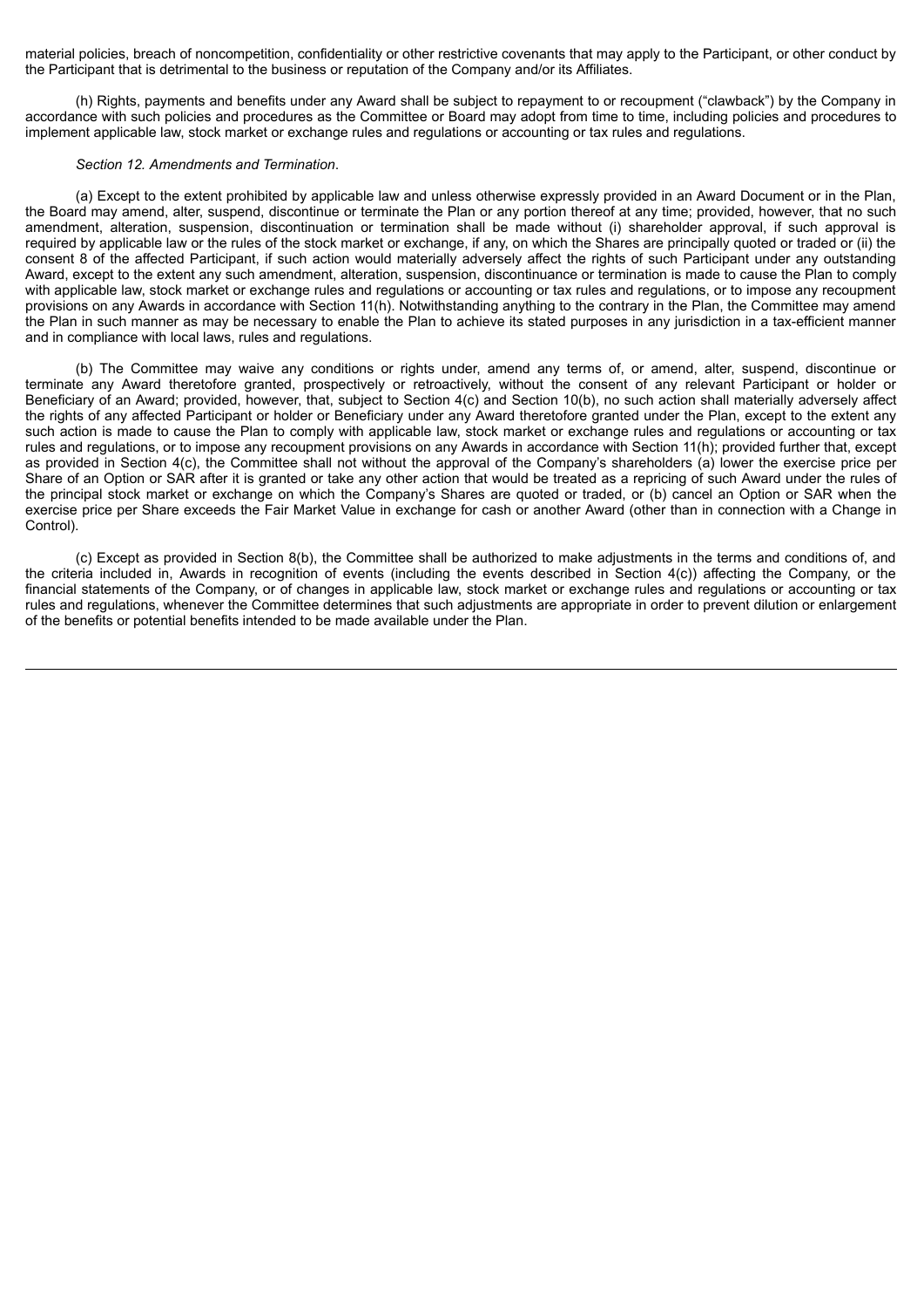material policies, breach of noncompetition, confidentiality or other restrictive covenants that may apply to the Participant, or other conduct by the Participant that is detrimental to the business or reputation of the Company and/or its Affiliates.

(h) Rights, payments and benefits under any Award shall be subject to repayment to or recoupment ("clawback") by the Company in accordance with such policies and procedures as the Committee or Board may adopt from time to time, including policies and procedures to implement applicable law, stock market or exchange rules and regulations or accounting or tax rules and regulations.

*Section 12. Amendments and Termination*.

(a) Except to the extent prohibited by applicable law and unless otherwise expressly provided in an Award Document or in the Plan, the Board may amend, alter, suspend, discontinue or terminate the Plan or any portion thereof at any time; provided, however, that no such amendment, alteration, suspension, discontinuation or termination shall be made without (i) shareholder approval, if such approval is required by applicable law or the rules of the stock market or exchange, if any, on which the Shares are principally quoted or traded or (ii) the consent 8 of the affected Participant, if such action would materially adversely affect the rights of such Participant under any outstanding Award, except to the extent any such amendment, alteration, suspension, discontinuance or termination is made to cause the Plan to comply with applicable law, stock market or exchange rules and regulations or accounting or tax rules and regulations, or to impose any recoupment provisions on any Awards in accordance with Section 11(h). Notwithstanding anything to the contrary in the Plan, the Committee may amend the Plan in such manner as may be necessary to enable the Plan to achieve its stated purposes in any jurisdiction in a tax-efficient manner and in compliance with local laws, rules and regulations.

(b) The Committee may waive any conditions or rights under, amend any terms of, or amend, alter, suspend, discontinue or terminate any Award theretofore granted, prospectively or retroactively, without the consent of any relevant Participant or holder or Beneficiary of an Award; provided, however, that, subject to Section 4(c) and Section 10(b), no such action shall materially adversely affect the rights of any affected Participant or holder or Beneficiary under any Award theretofore granted under the Plan, except to the extent any such action is made to cause the Plan to comply with applicable law, stock market or exchange rules and regulations or accounting or tax rules and regulations, or to impose any recoupment provisions on any Awards in accordance with Section 11(h); provided further that, except as provided in Section 4(c), the Committee shall not without the approval of the Company's shareholders (a) lower the exercise price per Share of an Option or SAR after it is granted or take any other action that would be treated as a repricing of such Award under the rules of the principal stock market or exchange on which the Company's Shares are quoted or traded, or (b) cancel an Option or SAR when the exercise price per Share exceeds the Fair Market Value in exchange for cash or another Award (other than in connection with a Change in Control).

(c) Except as provided in Section 8(b), the Committee shall be authorized to make adjustments in the terms and conditions of, and the criteria included in, Awards in recognition of events (including the events described in Section 4(c)) affecting the Company, or the financial statements of the Company, or of changes in applicable law, stock market or exchange rules and regulations or accounting or tax rules and regulations, whenever the Committee determines that such adjustments are appropriate in order to prevent dilution or enlargement of the benefits or potential benefits intended to be made available under the Plan.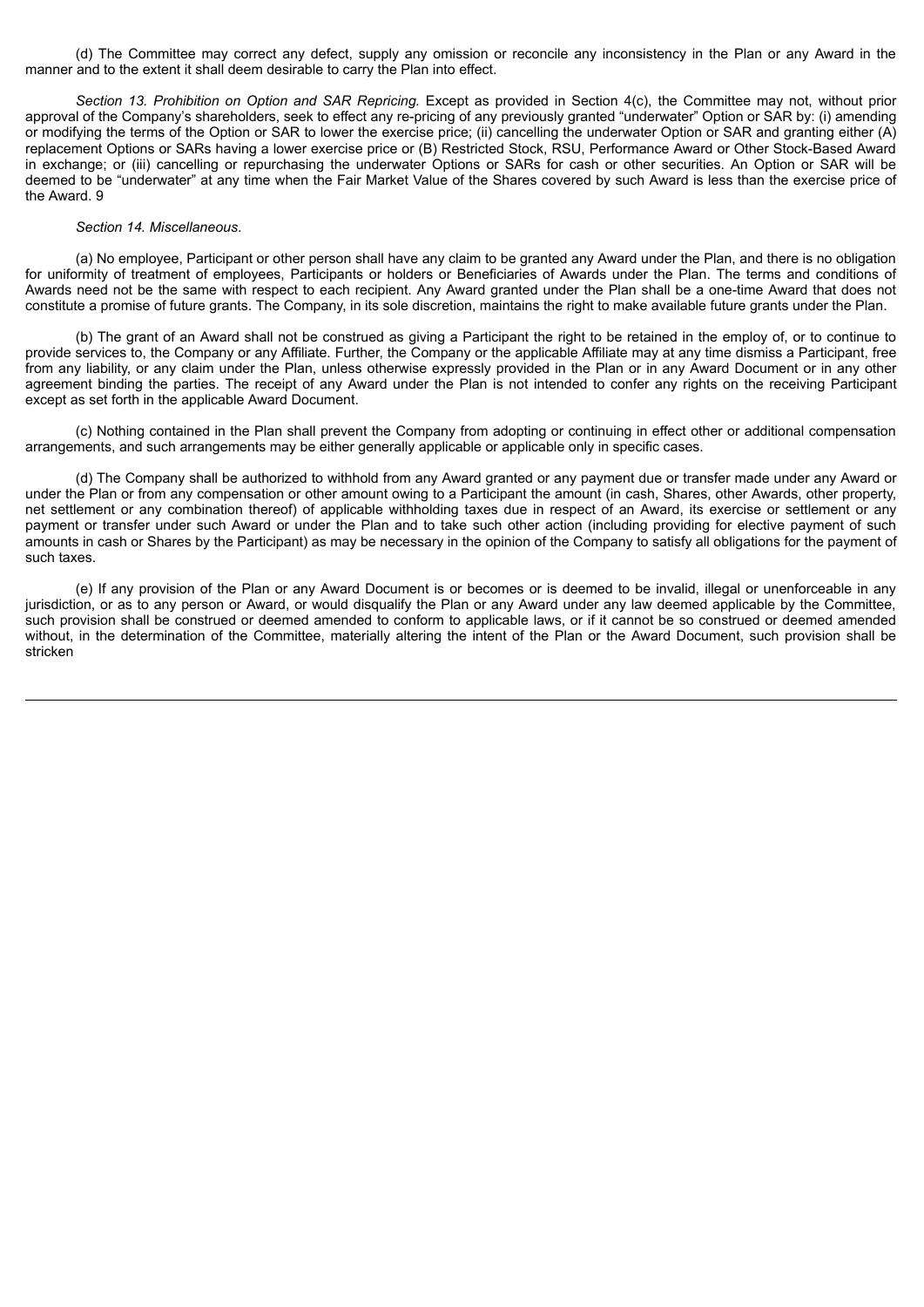(d) The Committee may correct any defect, supply any omission or reconcile any inconsistency in the Plan or any Award in the manner and to the extent it shall deem desirable to carry the Plan into effect.

*Section 13. Prohibition on Option and SAR Repricing.* Except as provided in Section 4(c), the Committee may not, without prior approval of the Company's shareholders, seek to effect any re-pricing of any previously granted "underwater" Option or SAR by: (i) amending or modifying the terms of the Option or SAR to lower the exercise price; (ii) cancelling the underwater Option or SAR and granting either (A) replacement Options or SARs having a lower exercise price or (B) Restricted Stock, RSU, Performance Award or Other Stock-Based Award in exchange; or (iii) cancelling or repurchasing the underwater Options or SARs for cash or other securities. An Option or SAR will be deemed to be "underwater" at any time when the Fair Market Value of the Shares covered by such Award is less than the exercise price of the Award. 9

*Section 14. Miscellaneous*.

(a) No employee, Participant or other person shall have any claim to be granted any Award under the Plan, and there is no obligation for uniformity of treatment of employees, Participants or holders or Beneficiaries of Awards under the Plan. The terms and conditions of Awards need not be the same with respect to each recipient. Any Award granted under the Plan shall be a one-time Award that does not constitute a promise of future grants. The Company, in its sole discretion, maintains the right to make available future grants under the Plan.

(b) The grant of an Award shall not be construed as giving a Participant the right to be retained in the employ of, or to continue to provide services to, the Company or any Affiliate. Further, the Company or the applicable Affiliate may at any time dismiss a Participant, free from any liability, or any claim under the Plan, unless otherwise expressly provided in the Plan or in any Award Document or in any other agreement binding the parties. The receipt of any Award under the Plan is not intended to confer any rights on the receiving Participant except as set forth in the applicable Award Document.

(c) Nothing contained in the Plan shall prevent the Company from adopting or continuing in effect other or additional compensation arrangements, and such arrangements may be either generally applicable or applicable only in specific cases.

(d) The Company shall be authorized to withhold from any Award granted or any payment due or transfer made under any Award or under the Plan or from any compensation or other amount owing to a Participant the amount (in cash, Shares, other Awards, other property, net settlement or any combination thereof) of applicable withholding taxes due in respect of an Award, its exercise or settlement or any payment or transfer under such Award or under the Plan and to take such other action (including providing for elective payment of such amounts in cash or Shares by the Participant) as may be necessary in the opinion of the Company to satisfy all obligations for the payment of such taxes.

(e) If any provision of the Plan or any Award Document is or becomes or is deemed to be invalid, illegal or unenforceable in any jurisdiction, or as to any person or Award, or would disqualify the Plan or any Award under any law deemed applicable by the Committee, such provision shall be construed or deemed amended to conform to applicable laws, or if it cannot be so construed or deemed amended without, in the determination of the Committee, materially altering the intent of the Plan or the Award Document, such provision shall be stricken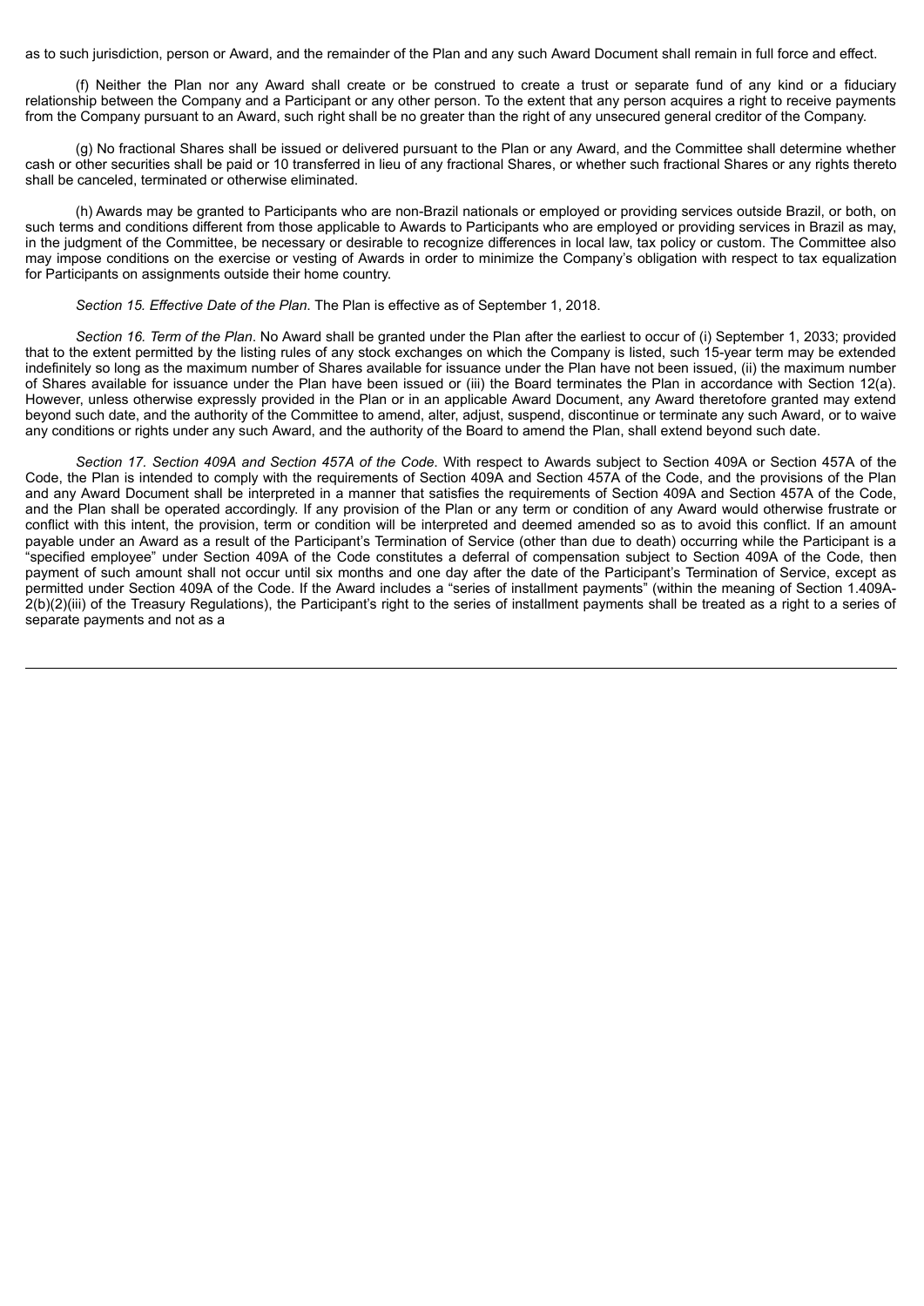as to such jurisdiction, person or Award, and the remainder of the Plan and any such Award Document shall remain in full force and effect.

(f) Neither the Plan nor any Award shall create or be construed to create a trust or separate fund of any kind or a fiduciary relationship between the Company and a Participant or any other person. To the extent that any person acquires a right to receive payments from the Company pursuant to an Award, such right shall be no greater than the right of any unsecured general creditor of the Company.

(g) No fractional Shares shall be issued or delivered pursuant to the Plan or any Award, and the Committee shall determine whether cash or other securities shall be paid or 10 transferred in lieu of any fractional Shares, or whether such fractional Shares or any rights thereto shall be canceled, terminated or otherwise eliminated.

(h) Awards may be granted to Participants who are non-Brazil nationals or employed or providing services outside Brazil, or both, on such terms and conditions different from those applicable to Awards to Participants who are employed or providing services in Brazil as may, in the judgment of the Committee, be necessary or desirable to recognize differences in local law, tax policy or custom. The Committee also may impose conditions on the exercise or vesting of Awards in order to minimize the Company's obligation with respect to tax equalization for Participants on assignments outside their home country.

*Section 15. Effective Date of the Plan*. The Plan is effective as of September 1, 2018.

*Section 16. Term of the Plan*. No Award shall be granted under the Plan after the earliest to occur of (i) September 1, 2033; provided that to the extent permitted by the listing rules of any stock exchanges on which the Company is listed, such 15-year term may be extended indefinitely so long as the maximum number of Shares available for issuance under the Plan have not been issued, (ii) the maximum number of Shares available for issuance under the Plan have been issued or (iii) the Board terminates the Plan in accordance with Section 12(a). However, unless otherwise expressly provided in the Plan or in an applicable Award Document, any Award theretofore granted may extend beyond such date, and the authority of the Committee to amend, alter, adjust, suspend, discontinue or terminate any such Award, or to waive any conditions or rights under any such Award, and the authority of the Board to amend the Plan, shall extend beyond such date.

*Section 17. Section 409A and Section 457A of the Code*. With respect to Awards subject to Section 409A or Section 457A of the Code, the Plan is intended to comply with the requirements of Section 409A and Section 457A of the Code, and the provisions of the Plan and any Award Document shall be interpreted in a manner that satisfies the requirements of Section 409A and Section 457A of the Code, and the Plan shall be operated accordingly. If any provision of the Plan or any term or condition of any Award would otherwise frustrate or conflict with this intent, the provision, term or condition will be interpreted and deemed amended so as to avoid this conflict. If an amount payable under an Award as a result of the Participant's Termination of Service (other than due to death) occurring while the Participant is a "specified employee" under Section 409A of the Code constitutes a deferral of compensation subject to Section 409A of the Code, then payment of such amount shall not occur until six months and one day after the date of the Participant's Termination of Service, except as permitted under Section 409A of the Code. If the Award includes a "series of installment payments" (within the meaning of Section 1.409A-2(b)(2)(iii) of the Treasury Regulations), the Participant's right to the series of installment payments shall be treated as a right to a series of separate payments and not as a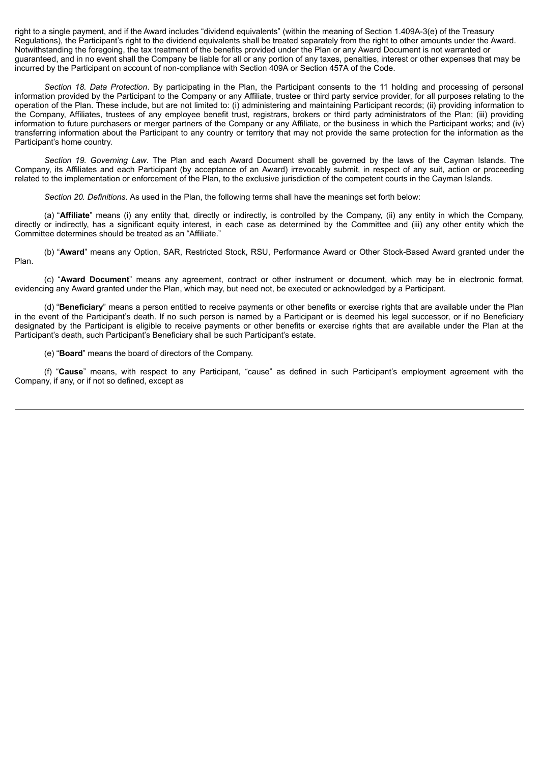right to a single payment, and if the Award includes "dividend equivalents" (within the meaning of Section 1.409A-3(e) of the Treasury Regulations), the Participant's right to the dividend equivalents shall be treated separately from the right to other amounts under the Award. Notwithstanding the foregoing, the tax treatment of the benefits provided under the Plan or any Award Document is not warranted or guaranteed, and in no event shall the Company be liable for all or any portion of any taxes, penalties, interest or other expenses that may be incurred by the Participant on account of non-compliance with Section 409A or Section 457A of the Code.

*Section 18. Data Protection*. By participating in the Plan, the Participant consents to the 11 holding and processing of personal information provided by the Participant to the Company or any Affiliate, trustee or third party service provider, for all purposes relating to the operation of the Plan. These include, but are not limited to: (i) administering and maintaining Participant records; (ii) providing information to the Company, Affiliates, trustees of any employee benefit trust, registrars, brokers or third party administrators of the Plan; (iii) providing information to future purchasers or merger partners of the Company or any Affiliate, or the business in which the Participant works; and (iv) transferring information about the Participant to any country or territory that may not provide the same protection for the information as the Participant's home country.

*Section 19. Governing Law*. The Plan and each Award Document shall be governed by the laws of the Cayman Islands. The Company, its Affiliates and each Participant (by acceptance of an Award) irrevocably submit, in respect of any suit, action or proceeding related to the implementation or enforcement of the Plan, to the exclusive jurisdiction of the competent courts in the Cayman Islands.

*Section 20. Definitions*. As used in the Plan, the following terms shall have the meanings set forth below:

(a) "**Affiliate**" means (i) any entity that, directly or indirectly, is controlled by the Company, (ii) any entity in which the Company, directly or indirectly, has a significant equity interest, in each case as determined by the Committee and (iii) any other entity which the Committee determines should be treated as an "Affiliate."

(b) "**Award**" means any Option, SAR, Restricted Stock, RSU, Performance Award or Other Stock-Based Award granted under the Plan.

(c) "**Award Document**" means any agreement, contract or other instrument or document, which may be in electronic format, evidencing any Award granted under the Plan, which may, but need not, be executed or acknowledged by a Participant.

(d) "**Beneficiary**" means a person entitled to receive payments or other benefits or exercise rights that are available under the Plan in the event of the Participant's death. If no such person is named by a Participant or is deemed his legal successor, or if no Beneficiary designated by the Participant is eligible to receive payments or other benefits or exercise rights that are available under the Plan at the Participant's death, such Participant's Beneficiary shall be such Participant's estate.

(e) "**Board**" means the board of directors of the Company.

(f) "**Cause**" means, with respect to any Participant, "cause" as defined in such Participant's employment agreement with the Company, if any, or if not so defined, except as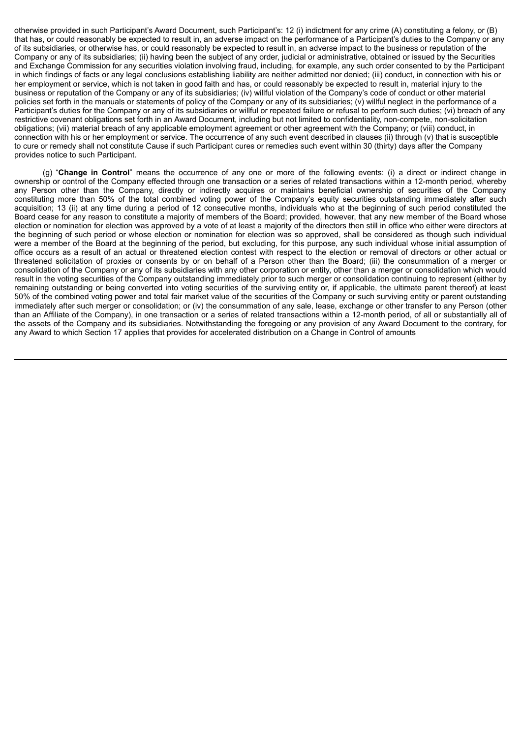otherwise provided in such Participant's Award Document, such Participant's: 12 (i) indictment for any crime (A) constituting a felony, or (B) that has, or could reasonably be expected to result in, an adverse impact on the performance of a Participant's duties to the Company or any of its subsidiaries, or otherwise has, or could reasonably be expected to result in, an adverse impact to the business or reputation of the Company or any of its subsidiaries; (ii) having been the subject of any order, judicial or administrative, obtained or issued by the Securities and Exchange Commission for any securities violation involving fraud, including, for example, any such order consented to by the Participant in which findings of facts or any legal conclusions establishing liability are neither admitted nor denied; (iii) conduct, in connection with his or her employment or service, which is not taken in good faith and has, or could reasonably be expected to result in, material injury to the business or reputation of the Company or any of its subsidiaries; (iv) willful violation of the Company's code of conduct or other material policies set forth in the manuals or statements of policy of the Company or any of its subsidiaries; (v) willful neglect in the performance of a Participant's duties for the Company or any of its subsidiaries or willful or repeated failure or refusal to perform such duties; (vi) breach of any restrictive covenant obligations set forth in an Award Document, including but not limited to confidentiality, non-compete, non-solicitation obligations; (vii) material breach of any applicable employment agreement or other agreement with the Company; or (viii) conduct, in connection with his or her employment or service. The occurrence of any such event described in clauses (ii) through (v) that is susceptible to cure or remedy shall not constitute Cause if such Participant cures or remedies such event within 30 (thirty) days after the Company provides notice to such Participant.

(g) "**Change in Control**" means the occurrence of any one or more of the following events: (i) a direct or indirect change in ownership or control of the Company effected through one transaction or a series of related transactions within a 12-month period, whereby any Person other than the Company, directly or indirectly acquires or maintains beneficial ownership of securities of the Company constituting more than 50% of the total combined voting power of the Company's equity securities outstanding immediately after such acquisition; 13 (ii) at any time during a period of 12 consecutive months, individuals who at the beginning of such period constituted the Board cease for any reason to constitute a majority of members of the Board; provided, however, that any new member of the Board whose election or nomination for election was approved by a vote of at least a majority of the directors then still in office who either were directors at the beginning of such period or whose election or nomination for election was so approved, shall be considered as though such individual were a member of the Board at the beginning of the period, but excluding, for this purpose, any such individual whose initial assumption of office occurs as a result of an actual or threatened election contest with respect to the election or removal of directors or other actual or threatened solicitation of proxies or consents by or on behalf of a Person other than the Board; (iii) the consummation of a merger or consolidation of the Company or any of its subsidiaries with any other corporation or entity, other than a merger or consolidation which would result in the voting securities of the Company outstanding immediately prior to such merger or consolidation continuing to represent (either by remaining outstanding or being converted into voting securities of the surviving entity or, if applicable, the ultimate parent thereof) at least 50% of the combined voting power and total fair market value of the securities of the Company or such surviving entity or parent outstanding immediately after such merger or consolidation; or (iv) the consummation of any sale, lease, exchange or other transfer to any Person (other than an Affiliate of the Company), in one transaction or a series of related transactions within a 12-month period, of all or substantially all of the assets of the Company and its subsidiaries. Notwithstanding the foregoing or any provision of any Award Document to the contrary, for any Award to which Section 17 applies that provides for accelerated distribution on a Change in Control of amounts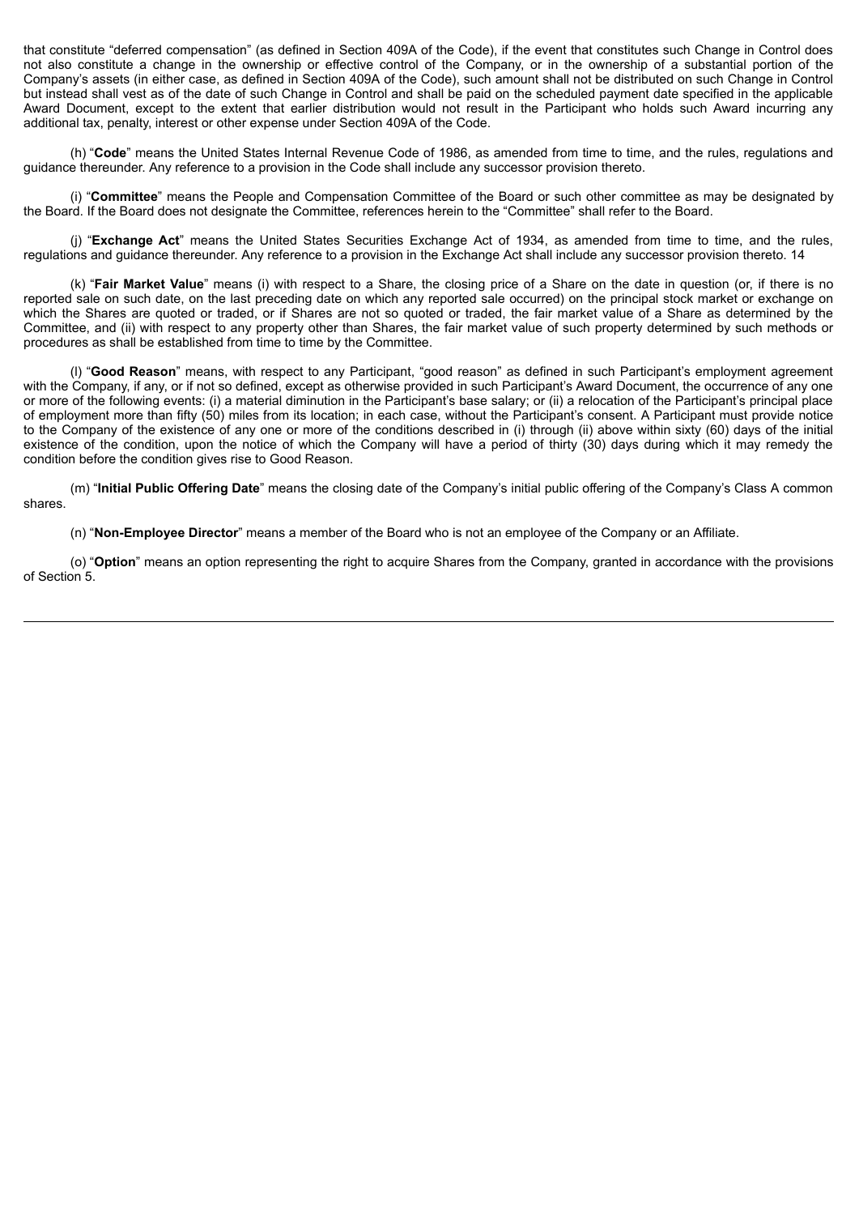that constitute "deferred compensation" (as defined in Section 409A of the Code), if the event that constitutes such Change in Control does not also constitute a change in the ownership or effective control of the Company, or in the ownership of a substantial portion of the Company's assets (in either case, as defined in Section 409A of the Code), such amount shall not be distributed on such Change in Control but instead shall vest as of the date of such Change in Control and shall be paid on the scheduled payment date specified in the applicable Award Document, except to the extent that earlier distribution would not result in the Participant who holds such Award incurring any additional tax, penalty, interest or other expense under Section 409A of the Code.

(h) "**Code**" means the United States Internal Revenue Code of 1986, as amended from time to time, and the rules, regulations and guidance thereunder. Any reference to a provision in the Code shall include any successor provision thereto.

(i) "**Committee**" means the People and Compensation Committee of the Board or such other committee as may be designated by the Board. If the Board does not designate the Committee, references herein to the "Committee" shall refer to the Board.

(j) "**Exchange Act**" means the United States Securities Exchange Act of 1934, as amended from time to time, and the rules, regulations and guidance thereunder. Any reference to a provision in the Exchange Act shall include any successor provision thereto. 14

(k) "**Fair Market Value**" means (i) with respect to a Share, the closing price of a Share on the date in question (or, if there is no reported sale on such date, on the last preceding date on which any reported sale occurred) on the principal stock market or exchange on which the Shares are quoted or traded, or if Shares are not so quoted or traded, the fair market value of a Share as determined by the Committee, and (ii) with respect to any property other than Shares, the fair market value of such property determined by such methods or procedures as shall be established from time to time by the Committee.

(l) "**Good Reason**" means, with respect to any Participant, "good reason" as defined in such Participant's employment agreement with the Company, if any, or if not so defined, except as otherwise provided in such Participant's Award Document, the occurrence of any one or more of the following events: (i) a material diminution in the Participant's base salary; or (ii) a relocation of the Participant's principal place of employment more than fifty (50) miles from its location; in each case, without the Participant's consent. A Participant must provide notice to the Company of the existence of any one or more of the conditions described in (i) through (ii) above within sixty (60) days of the initial existence of the condition, upon the notice of which the Company will have a period of thirty (30) days during which it may remedy the condition before the condition gives rise to Good Reason.

(m) "**Initial Public Offering Date**" means the closing date of the Company's initial public offering of the Company's Class A common shares.

(n) "**Non-Employee Director**" means a member of the Board who is not an employee of the Company or an Affiliate.

(o) "**Option**" means an option representing the right to acquire Shares from the Company, granted in accordance with the provisions of Section 5.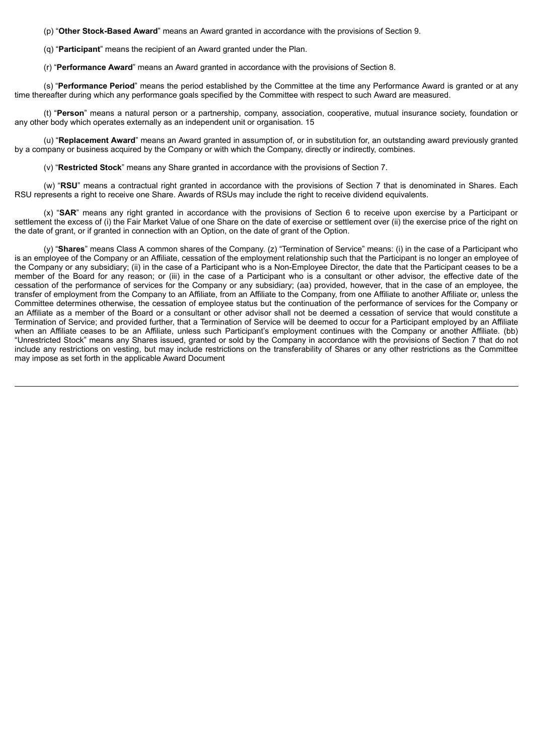(p) “**Other Stock-Based Award**” means an Award granted in accordance with the provisions of Section 9.

(q) “**Participant**” means the recipient of an Award granted under the Plan.

(r) “**Performance Award**” means an Award granted in accordance with the provisions of Section 8.

(s) “**Performance Period**” means the period established by the Committee at the time any Performance Award is granted or at any time thereafter during which any performance goals specified by the Committee with respect to such Award are measured.

(t) “**Person**” means a natural person or a partnership, company, association, cooperative, mutual insurance society, foundation or any other body which operates externally as an independent unit or organisation. 15

(u) “**Replacement Award**” means an Award granted in assumption of, or in substitution for, an outstanding award previously granted by a company or business acquired by the Company or with which the Company, directly or indirectly, combines.

(v) “**Restricted Stock**” means any Share granted in accordance with the provisions of Section 7.

(w) “**RSU**” means a contractual right granted in accordance with the provisions of Section 7 that is denominated in Shares. Each RSU represents a right to receive one Share. Awards of RSUs may include the right to receive dividend equivalents.

(x) “**SAR**” means any right granted in accordance with the provisions of Section 6 to receive upon exercise by a Participant or settlement the excess of (i) the Fair Market Value of one Share on the date of exercise or settlement over (ii) the exercise price of the right on the date of grant, or if granted in connection with an Option, on the date of grant of the Option.

(y) “**Shares**” means Class A common shares of the Company. (z) “Termination of Service” means: (i) in the case of a Participant who is an employee of the Company or an Affiliate, cessation of the employment relationship such that the Participant is no longer an employee of the Company or any subsidiary; (ii) in the case of a Participant who is a Non-Employee Director, the date that the Participant ceases to be a member of the Board for any reason; or (iii) in the case of a Participant who is a consultant or other advisor, the effective date of the cessation of the performance of services for the Company or any subsidiary; (aa) provided, however, that in the case of an employee, the transfer of employment from the Company to an Affiliate, from an Affiliate to the Company, from one Affiliate to another Affiliate or, unless the Committee determines otherwise, the cessation of employee status but the continuation of the performance of services for the Company or an Affiliate as a member of the Board or a consultant or other advisor shall not be deemed a cessation of service that would constitute a Termination of Service; and provided further, that a Termination of Service will be deemed to occur for a Participant employed by an Affiliate when an Affiliate ceases to be an Affiliate, unless such Participant’s employment continues with the Company or another Affiliate. (bb) “Unrestricted Stock” means any Shares issued, granted or sold by the Company in accordance with the provisions of Section 7 that do not include any restrictions on vesting, but may include restrictions on the transferability of Shares or any other restrictions as the Committee may impose as set forth in the applicable Award Document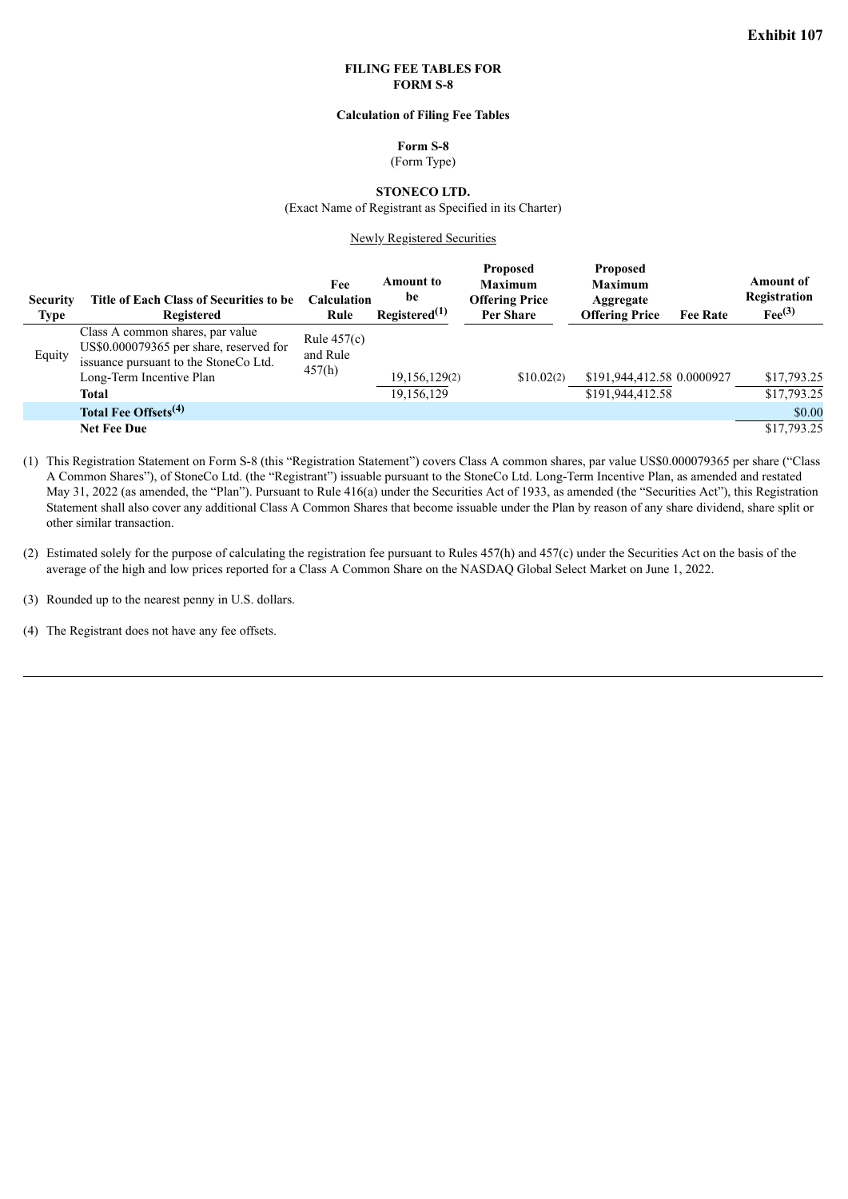**Exhibit 107**

**FILING FEE TABLES FOR FORM S-8**

**Calculation of Filing Fee Tables**

**Form S-8**
(Form Type)

**STONECO LTD.**
(Exact Name of Registrant as Specified in its Charter)

Newly Registered Securities

| Security Type | Title of Each Class of Securities to be Registered | Fee Calculation Rule | Amount to be Registered[(1)] | Proposed Maximum Offering Price Per Share | Proposed Maximum Aggregate Offering Price | Fee Rate | Amount of Registration Fee[(3)] |
|---|---|---|---|---|---|---|---|
| Equity | Class A common shares, par value US$0.000079365 per share, reserved for issuance pursuant to the StoneCo Ltd. Long-Term Incentive Plan | Rule 457(c) and Rule 457(h) | 19,156,129(2) | $10.02(2) | $191,944,412.58 | 0.0000927 | $17,793.25 |
| | **Total** | | 19,156,129 | | $191,944,412.58 | | $17,793.25 |
| | **Total Fee Offsets[(4)]** | | | | | | $0.00 |
| | **Net Fee Due** | | | | | | $17,793.25 |

(1) This Registration Statement on Form S-8 (this "Registration Statement") covers Class A common shares, par value US$0.000079365 per share ("Class A Common Shares"), of StoneCo Ltd. (the "Registrant") issuable pursuant to the StoneCo Ltd. Long-Term Incentive Plan, as amended and restated May 31, 2022 (as amended, the "Plan"). Pursuant to Rule 416(a) under the Securities Act of 1933, as amended (the "Securities Act"), this Registration Statement shall also cover any additional Class A Common Shares that become issuable under the Plan by reason of any share dividend, share split or other similar transaction.

(2) Estimated solely for the purpose of calculating the registration fee pursuant to Rules 457(h) and 457(c) under the Securities Act on the basis of the average of the high and low prices reported for a Class A Common Share on the NASDAQ Global Select Market on June 1, 2022.

(3) Rounded up to the nearest penny in U.S. dollars.

(4) The Registrant does not have any fee offsets.